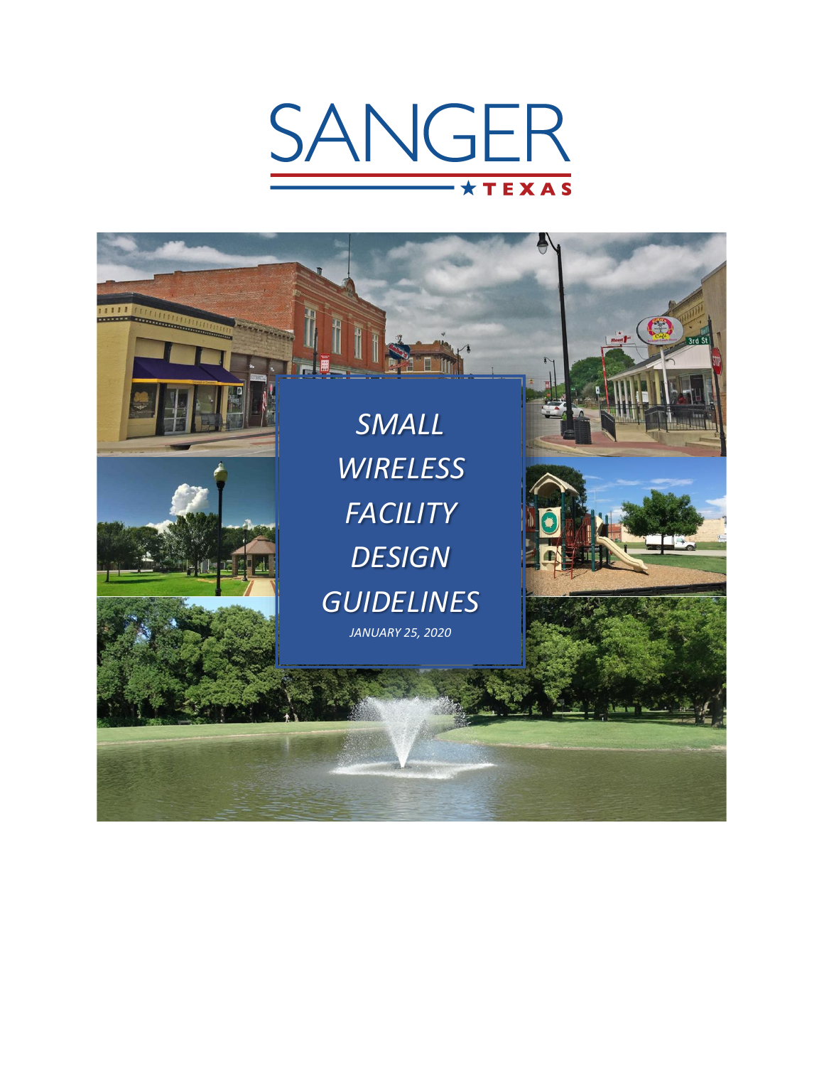# SANGER

TEXAS

# SMALL WIRELESS FACILITY DESIGN GUIDELINES

*JANUARY 25, 2020*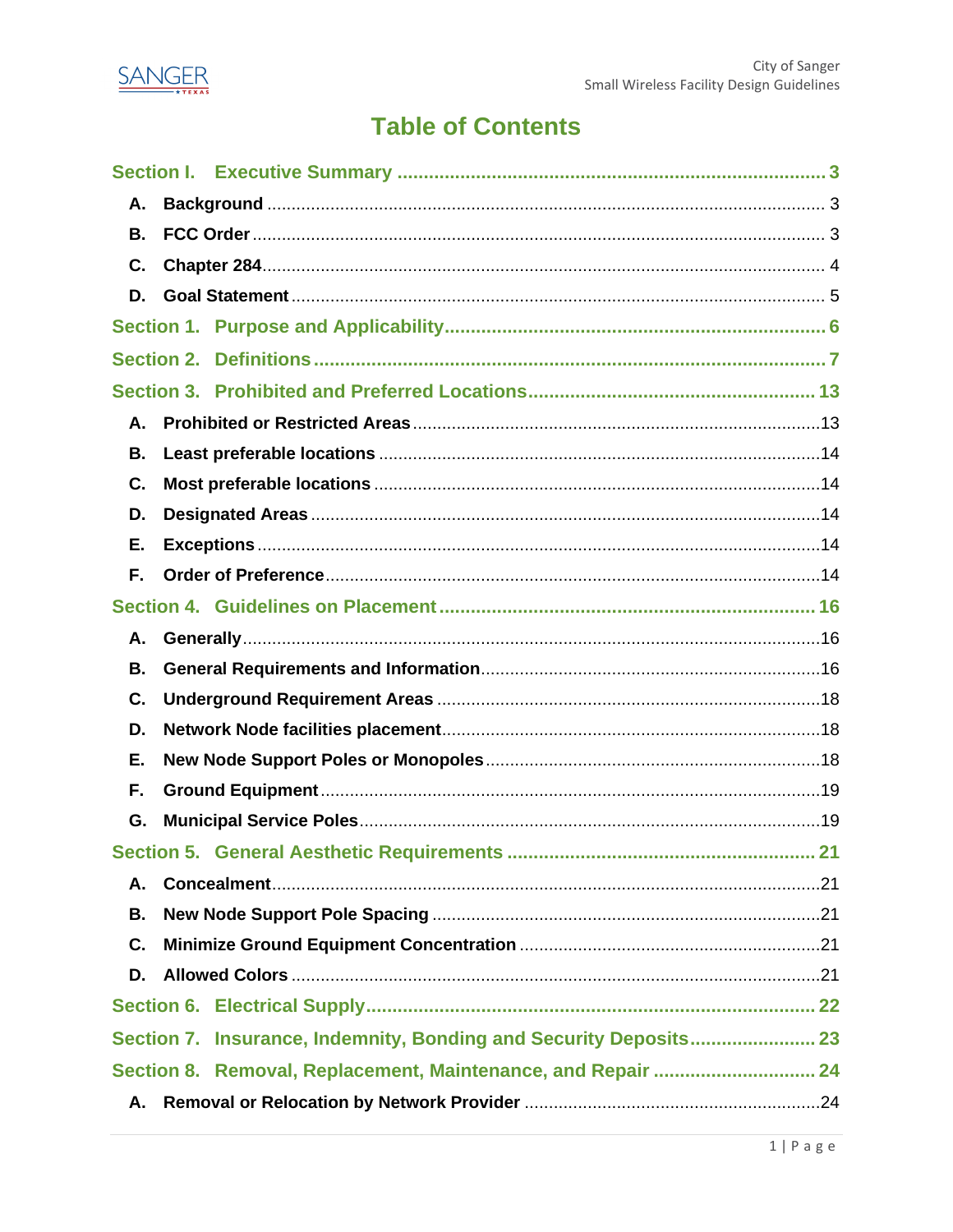# Table of Contents

**Section I. Executive Summary** ........ 3

- **A. Background** ........ 3
- **B. FCC Order** ........ 3
- **C. Chapter 284** ........ 4
- **D. Goal Statement** ........ 5

**Section 1. Purpose and Applicability** ........ 6

**Section 2. Definitions** ........ 7

**Section 3. Prohibited and Preferred Locations** ........ 13

- **A. Prohibited or Restricted Areas** ........ 13
- **B. Least preferable locations** ........ 14
- **C. Most preferable locations** ........ 14
- **D. Designated Areas** ........ 14
- **E. Exceptions** ........ 14
- **F. Order of Preference** ........ 14

**Section 4. Guidelines on Placement** ........ 16

- **A. Generally** ........ 16
- **B. General Requirements and Information** ........ 16
- **C. Underground Requirement Areas** ........ 18
- **D. Network Node facilities placement** ........ 18
- **E. New Node Support Poles or Monopoles** ........ 18
- **F. Ground Equipment** ........ 19
- **G. Municipal Service Poles** ........ 19

**Section 5. General Aesthetic Requirements** ........ 21

- **A. Concealment** ........ 21
- **B. New Node Support Pole Spacing** ........ 21
- **C. Minimize Ground Equipment Concentration** ........ 21
- **D. Allowed Colors** ........ 21

**Section 6. Electrical Supply** ........ 22

**Section 7. Insurance, Indemnity, Bonding and Security Deposits** ........ 23

**Section 8. Removal, Replacement, Maintenance, and Repair** ........ 24

- **A. Removal or Relocation by Network Provider** ........ 24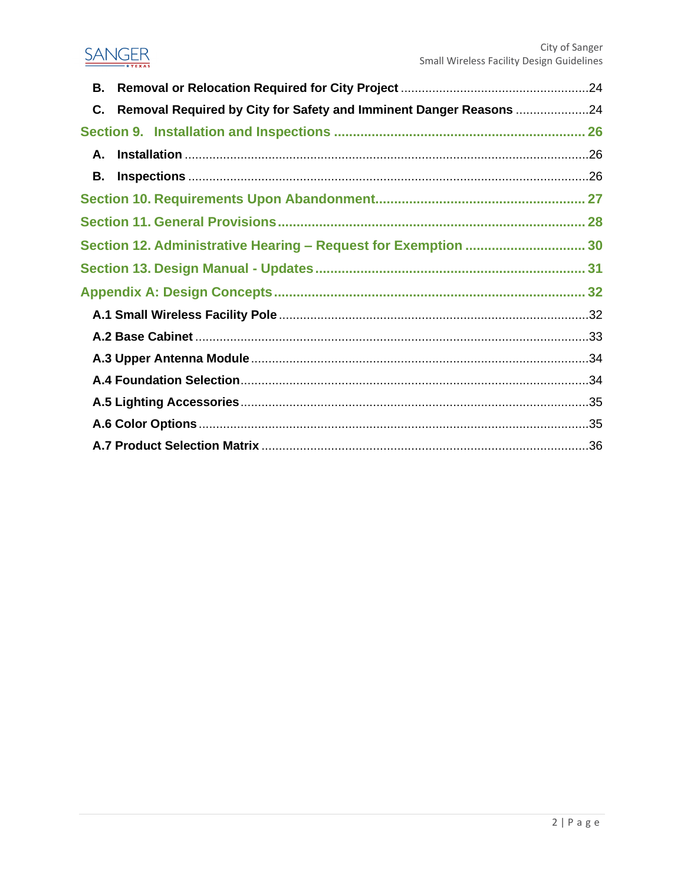- **B. Removal or Relocation Required for City Project** ..... 24
- **C. Removal Required by City for Safety and Imminent Danger Reasons** ..... 24

**Section 9. Installation and Inspections** ..... 26

- **A. Installation** ..... 26
- **B. Inspections** ..... 26

**Section 10. Requirements Upon Abandonment** ..... 27

**Section 11. General Provisions** ..... 28

**Section 12. Administrative Hearing – Request for Exemption** ..... 30

**Section 13. Design Manual - Updates** ..... 31

**Appendix A: Design Concepts** ..... 32

- **A.1 Small Wireless Facility Pole** ..... 32
- **A.2 Base Cabinet** ..... 33
- **A.3 Upper Antenna Module** ..... 34
- **A.4 Foundation Selection** ..... 34
- **A.5 Lighting Accessories** ..... 35
- **A.6 Color Options** ..... 35
- **A.7 Product Selection Matrix** ..... 36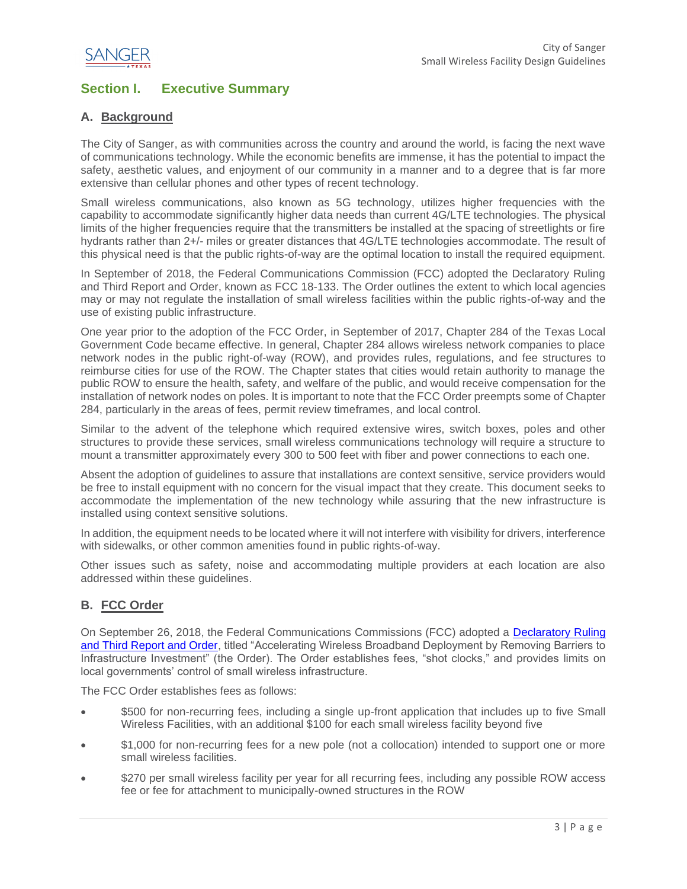## Section I. Executive Summary

### A. Background

The City of Sanger, as with communities across the country and around the world, is facing the next wave of communications technology. While the economic benefits are immense, it has the potential to impact the safety, aesthetic values, and enjoyment of our community in a manner and to a degree that is far more extensive than cellular phones and other types of recent technology.

Small wireless communications, also known as 5G technology, utilizes higher frequencies with the capability to accommodate significantly higher data needs than current 4G/LTE technologies. The physical limits of the higher frequencies require that the transmitters be installed at the spacing of streetlights or fire hydrants rather than 2+/- miles or greater distances that 4G/LTE technologies accommodate. The result of this physical need is that the public rights-of-way are the optimal location to install the required equipment.

In September of 2018, the Federal Communications Commission (FCC) adopted the Declaratory Ruling and Third Report and Order, known as FCC 18-133. The Order outlines the extent to which local agencies may or may not regulate the installation of small wireless facilities within the public rights-of-way and the use of existing public infrastructure.

One year prior to the adoption of the FCC Order, in September of 2017, Chapter 284 of the Texas Local Government Code became effective. In general, Chapter 284 allows wireless network companies to place network nodes in the public right-of-way (ROW), and provides rules, regulations, and fee structures to reimburse cities for use of the ROW. The Chapter states that cities would retain authority to manage the public ROW to ensure the health, safety, and welfare of the public, and would receive compensation for the installation of network nodes on poles. It is important to note that the FCC Order preempts some of Chapter 284, particularly in the areas of fees, permit review timeframes, and local control.

Similar to the advent of the telephone which required extensive wires, switch boxes, poles and other structures to provide these services, small wireless communications technology will require a structure to mount a transmitter approximately every 300 to 500 feet with fiber and power connections to each one.

Absent the adoption of guidelines to assure that installations are context sensitive, service providers would be free to install equipment with no concern for the visual impact that they create. This document seeks to accommodate the implementation of the new technology while assuring that the new infrastructure is installed using context sensitive solutions.

In addition, the equipment needs to be located where it will not interfere with visibility for drivers, interference with sidewalks, or other common amenities found in public rights-of-way.

Other issues such as safety, noise and accommodating multiple providers at each location are also addressed within these guidelines.

### B. FCC Order

On September 26, 2018, the Federal Communications Commissions (FCC) adopted a Declaratory Ruling and Third Report and Order, titled "Accelerating Wireless Broadband Deployment by Removing Barriers to Infrastructure Investment" (the Order). The Order establishes fees, "shot clocks," and provides limits on local governments' control of small wireless infrastructure.

The FCC Order establishes fees as follows:

- $500 for non-recurring fees, including a single up-front application that includes up to five Small Wireless Facilities, with an additional $100 for each small wireless facility beyond five
- $1,000 for non-recurring fees for a new pole (not a collocation) intended to support one or more small wireless facilities.
- $270 per small wireless facility per year for all recurring fees, including any possible ROW access fee or fee for attachment to municipally-owned structures in the ROW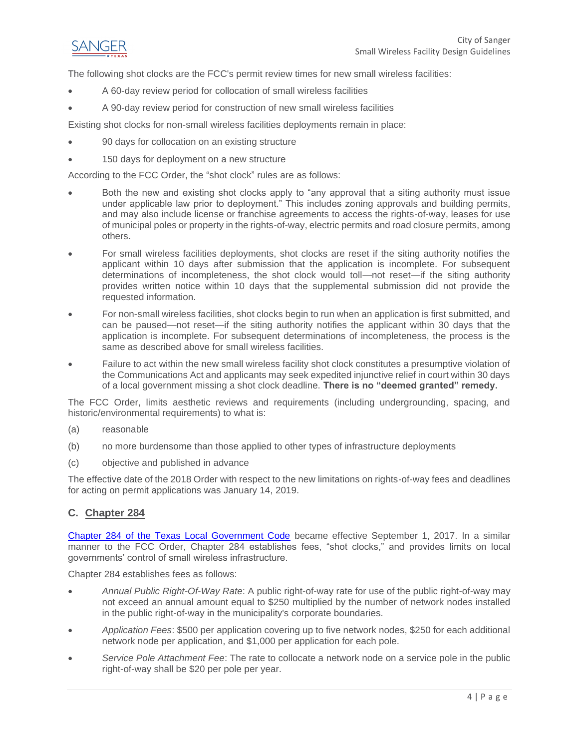The following shot clocks are the FCC's permit review times for new small wireless facilities:

- A 60-day review period for collocation of small wireless facilities
- A 90-day review period for construction of new small wireless facilities

Existing shot clocks for non-small wireless facilities deployments remain in place:

- 90 days for collocation on an existing structure
- 150 days for deployment on a new structure

According to the FCC Order, the "shot clock" rules are as follows:

- Both the new and existing shot clocks apply to "any approval that a siting authority must issue under applicable law prior to deployment." This includes zoning approvals and building permits, and may also include license or franchise agreements to access the rights-of-way, leases for use of municipal poles or property in the rights-of-way, electric permits and road closure permits, among others.
- For small wireless facilities deployments, shot clocks are reset if the siting authority notifies the applicant within 10 days after submission that the application is incomplete. For subsequent determinations of incompleteness, the shot clock would toll—not reset—if the siting authority provides written notice within 10 days that the supplemental submission did not provide the requested information.
- For non-small wireless facilities, shot clocks begin to run when an application is first submitted, and can be paused—not reset—if the siting authority notifies the applicant within 30 days that the application is incomplete. For subsequent determinations of incompleteness, the process is the same as described above for small wireless facilities.
- Failure to act within the new small wireless facility shot clock constitutes a presumptive violation of the Communications Act and applicants may seek expedited injunctive relief in court within 30 days of a local government missing a shot clock deadline. **There is no "deemed granted" remedy.**

The FCC Order, limits aesthetic reviews and requirements (including undergrounding, spacing, and historic/environmental requirements) to what is:

(a) reasonable

(b) no more burdensome than those applied to other types of infrastructure deployments

(c) objective and published in advance

The effective date of the 2018 Order with respect to the new limitations on rights-of-way fees and deadlines for acting on permit applications was January 14, 2019.

### C. Chapter 284

Chapter 284 of the Texas Local Government Code became effective September 1, 2017. In a similar manner to the FCC Order, Chapter 284 establishes fees, "shot clocks," and provides limits on local governments' control of small wireless infrastructure.

Chapter 284 establishes fees as follows:

- *Annual Public Right-Of-Way Rate*: A public right-of-way rate for use of the public right-of-way may not exceed an annual amount equal to $250 multiplied by the number of network nodes installed in the public right-of-way in the municipality's corporate boundaries.
- *Application Fees*: $500 per application covering up to five network nodes, $250 for each additional network node per application, and $1,000 per application for each pole.
- *Service Pole Attachment Fee*: The rate to collocate a network node on a service pole in the public right-of-way shall be $20 per pole per year.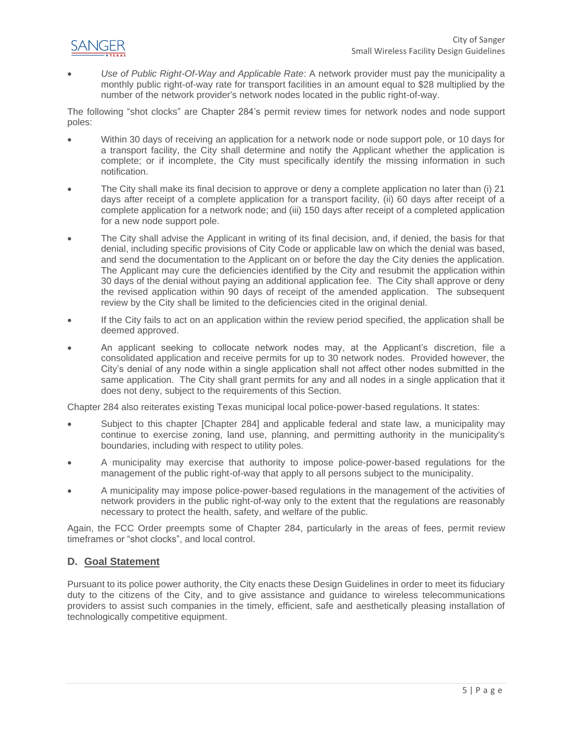- *Use of Public Right-Of-Way and Applicable Rate*: A network provider must pay the municipality a monthly public right-of-way rate for transport facilities in an amount equal to $28 multiplied by the number of the network provider's network nodes located in the public right-of-way.

The following "shot clocks" are Chapter 284's permit review times for network nodes and node support poles:

- Within 30 days of receiving an application for a network node or node support pole, or 10 days for a transport facility, the City shall determine and notify the Applicant whether the application is complete; or if incomplete, the City must specifically identify the missing information in such notification.
- The City shall make its final decision to approve or deny a complete application no later than (i) 21 days after receipt of a complete application for a transport facility, (ii) 60 days after receipt of a complete application for a network node; and (iii) 150 days after receipt of a completed application for a new node support pole.
- The City shall advise the Applicant in writing of its final decision, and, if denied, the basis for that denial, including specific provisions of City Code or applicable law on which the denial was based, and send the documentation to the Applicant on or before the day the City denies the application. The Applicant may cure the deficiencies identified by the City and resubmit the application within 30 days of the denial without paying an additional application fee. The City shall approve or deny the revised application within 90 days of receipt of the amended application. The subsequent review by the City shall be limited to the deficiencies cited in the original denial.
- If the City fails to act on an application within the review period specified, the application shall be deemed approved.
- An applicant seeking to collocate network nodes may, at the Applicant's discretion, file a consolidated application and receive permits for up to 30 network nodes. Provided however, the City's denial of any node within a single application shall not affect other nodes submitted in the same application. The City shall grant permits for any and all nodes in a single application that it does not deny, subject to the requirements of this Section.

Chapter 284 also reiterates existing Texas municipal local police-power-based regulations. It states:

- Subject to this chapter [Chapter 284] and applicable federal and state law, a municipality may continue to exercise zoning, land use, planning, and permitting authority in the municipality's boundaries, including with respect to utility poles.
- A municipality may exercise that authority to impose police-power-based regulations for the management of the public right-of-way that apply to all persons subject to the municipality.
- A municipality may impose police-power-based regulations in the management of the activities of network providers in the public right-of-way only to the extent that the regulations are reasonably necessary to protect the health, safety, and welfare of the public.

Again, the FCC Order preempts some of Chapter 284, particularly in the areas of fees, permit review timeframes or "shot clocks", and local control.

## D. Goal Statement

Pursuant to its police power authority, the City enacts these Design Guidelines in order to meet its fiduciary duty to the citizens of the City, and to give assistance and guidance to wireless telecommunications providers to assist such companies in the timely, efficient, safe and aesthetically pleasing installation of technologically competitive equipment.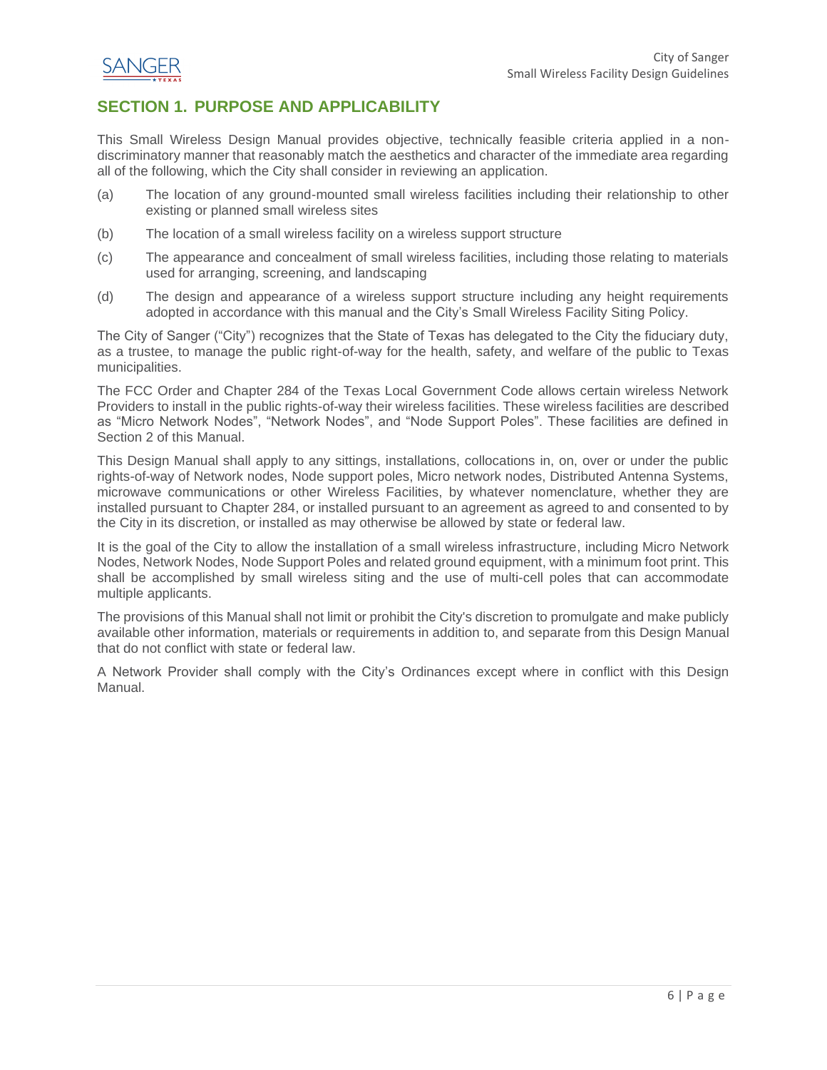## SECTION 1. PURPOSE AND APPLICABILITY

This Small Wireless Design Manual provides objective, technically feasible criteria applied in a non-discriminatory manner that reasonably match the aesthetics and character of the immediate area regarding all of the following, which the City shall consider in reviewing an application.

(a) The location of any ground-mounted small wireless facilities including their relationship to other existing or planned small wireless sites

(b) The location of a small wireless facility on a wireless support structure

(c) The appearance and concealment of small wireless facilities, including those relating to materials used for arranging, screening, and landscaping

(d) The design and appearance of a wireless support structure including any height requirements adopted in accordance with this manual and the City's Small Wireless Facility Siting Policy.

The City of Sanger ("City") recognizes that the State of Texas has delegated to the City the fiduciary duty, as a trustee, to manage the public right-of-way for the health, safety, and welfare of the public to Texas municipalities.

The FCC Order and Chapter 284 of the Texas Local Government Code allows certain wireless Network Providers to install in the public rights-of-way their wireless facilities. These wireless facilities are described as "Micro Network Nodes", "Network Nodes", and "Node Support Poles". These facilities are defined in Section 2 of this Manual.

This Design Manual shall apply to any sittings, installations, collocations in, on, over or under the public rights-of-way of Network nodes, Node support poles, Micro network nodes, Distributed Antenna Systems, microwave communications or other Wireless Facilities, by whatever nomenclature, whether they are installed pursuant to Chapter 284, or installed pursuant to an agreement as agreed to and consented to by the City in its discretion, or installed as may otherwise be allowed by state or federal law.

It is the goal of the City to allow the installation of a small wireless infrastructure, including Micro Network Nodes, Network Nodes, Node Support Poles and related ground equipment, with a minimum foot print. This shall be accomplished by small wireless siting and the use of multi-cell poles that can accommodate multiple applicants.

The provisions of this Manual shall not limit or prohibit the City's discretion to promulgate and make publicly available other information, materials or requirements in addition to, and separate from this Design Manual that do not conflict with state or federal law.

A Network Provider shall comply with the City's Ordinances except where in conflict with this Design Manual.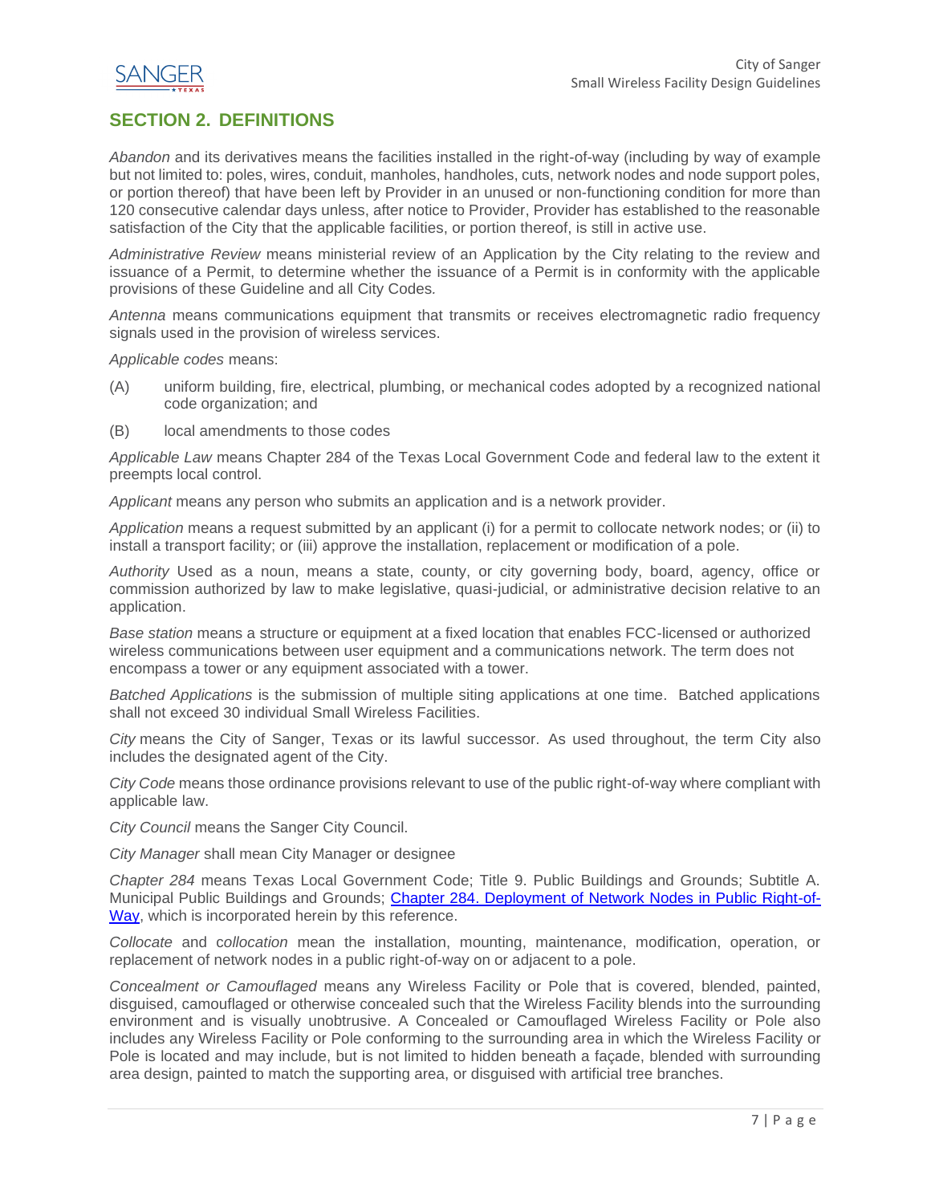## SECTION 2. DEFINITIONS

*Abandon* and its derivatives means the facilities installed in the right-of-way (including by way of example but not limited to: poles, wires, conduit, manholes, handholes, cuts, network nodes and node support poles, or portion thereof) that have been left by Provider in an unused or non-functioning condition for more than 120 consecutive calendar days unless, after notice to Provider, Provider has established to the reasonable satisfaction of the City that the applicable facilities, or portion thereof, is still in active use.

*Administrative Review* means ministerial review of an Application by the City relating to the review and issuance of a Permit, to determine whether the issuance of a Permit is in conformity with the applicable provisions of these Guideline and all City Codes.

*Antenna* means communications equipment that transmits or receives electromagnetic radio frequency signals used in the provision of wireless services.

*Applicable codes* means:

(A) uniform building, fire, electrical, plumbing, or mechanical codes adopted by a recognized national code organization; and

(B) local amendments to those codes

*Applicable Law* means Chapter 284 of the Texas Local Government Code and federal law to the extent it preempts local control.

*Applicant* means any person who submits an application and is a network provider.

*Application* means a request submitted by an applicant (i) for a permit to collocate network nodes; or (ii) to install a transport facility; or (iii) approve the installation, replacement or modification of a pole.

*Authority* Used as a noun, means a state, county, or city governing body, board, agency, office or commission authorized by law to make legislative, quasi-judicial, or administrative decision relative to an application.

*Base station* means a structure or equipment at a fixed location that enables FCC-licensed or authorized wireless communications between user equipment and a communications network. The term does not encompass a tower or any equipment associated with a tower.

*Batched Applications* is the submission of multiple siting applications at one time. Batched applications shall not exceed 30 individual Small Wireless Facilities.

*City* means the City of Sanger, Texas or its lawful successor. As used throughout, the term City also includes the designated agent of the City.

*City Code* means those ordinance provisions relevant to use of the public right-of-way where compliant with applicable law.

*City Council* means the Sanger City Council.

*City Manager* shall mean City Manager or designee

*Chapter 284* means Texas Local Government Code; Title 9. Public Buildings and Grounds; Subtitle A. Municipal Public Buildings and Grounds; Chapter 284. Deployment of Network Nodes in Public Right-of-Way, which is incorporated herein by this reference.

*Collocate* and *collocation* mean the installation, mounting, maintenance, modification, operation, or replacement of network nodes in a public right-of-way on or adjacent to a pole.

*Concealment or Camouflaged* means any Wireless Facility or Pole that is covered, blended, painted, disguised, camouflaged or otherwise concealed such that the Wireless Facility blends into the surrounding environment and is visually unobtrusive. A Concealed or Camouflaged Wireless Facility or Pole also includes any Wireless Facility or Pole conforming to the surrounding area in which the Wireless Facility or Pole is located and may include, but is not limited to hidden beneath a façade, blended with surrounding area design, painted to match the supporting area, or disguised with artificial tree branches.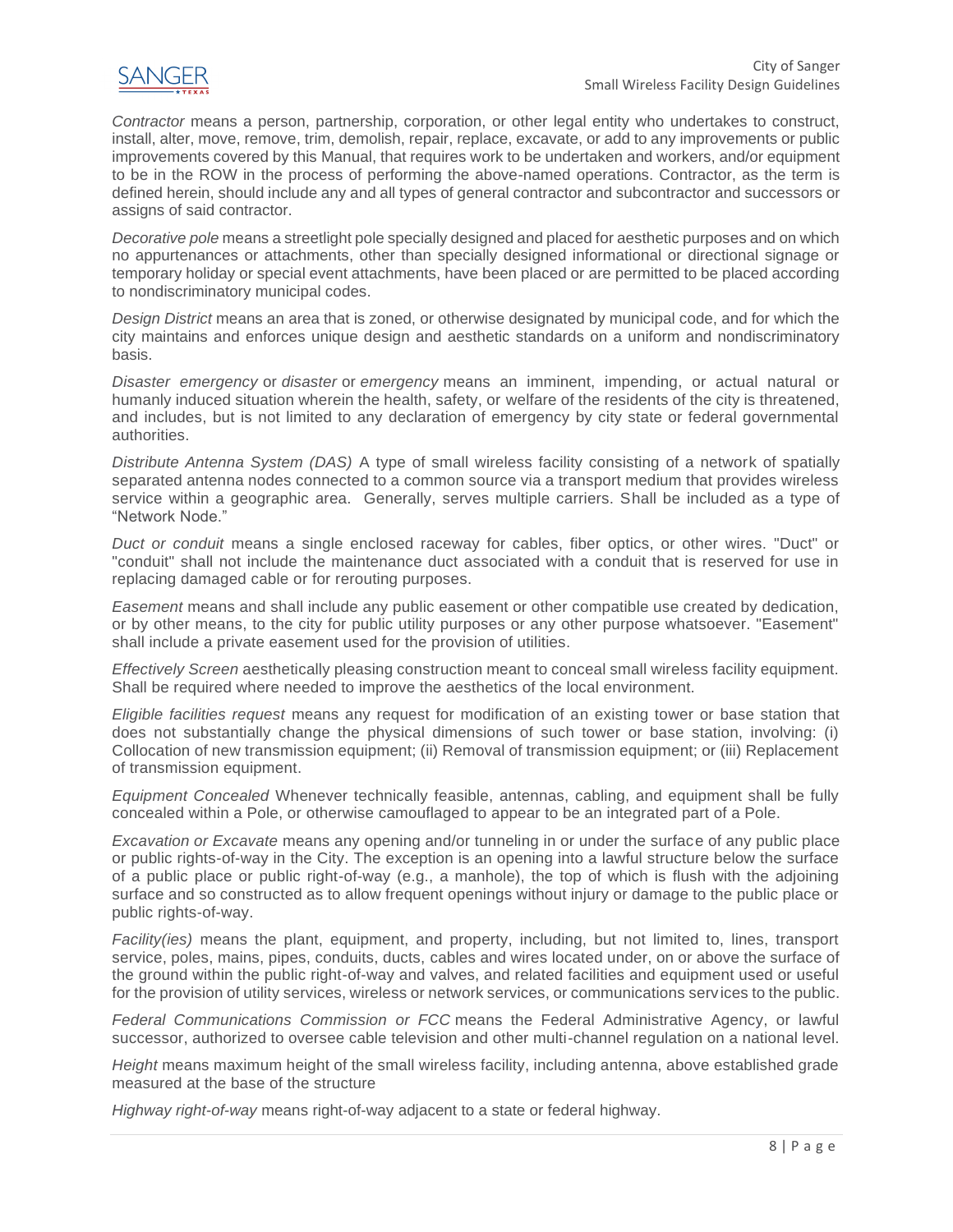*Contractor* means a person, partnership, corporation, or other legal entity who undertakes to construct, install, alter, move, remove, trim, demolish, repair, replace, excavate, or add to any improvements or public improvements covered by this Manual, that requires work to be undertaken and workers, and/or equipment to be in the ROW in the process of performing the above-named operations. Contractor, as the term is defined herein, should include any and all types of general contractor and subcontractor and successors or assigns of said contractor.

*Decorative pole* means a streetlight pole specially designed and placed for aesthetic purposes and on which no appurtenances or attachments, other than specially designed informational or directional signage or temporary holiday or special event attachments, have been placed or are permitted to be placed according to nondiscriminatory municipal codes.

*Design District* means an area that is zoned, or otherwise designated by municipal code, and for which the city maintains and enforces unique design and aesthetic standards on a uniform and nondiscriminatory basis.

*Disaster emergency* or *disaster* or *emergency* means an imminent, impending, or actual natural or humanly induced situation wherein the health, safety, or welfare of the residents of the city is threatened, and includes, but is not limited to any declaration of emergency by city state or federal governmental authorities.

*Distribute Antenna System (DAS)* A type of small wireless facility consisting of a network of spatially separated antenna nodes connected to a common source via a transport medium that provides wireless service within a geographic area. Generally, serves multiple carriers. Shall be included as a type of "Network Node."

*Duct or conduit* means a single enclosed raceway for cables, fiber optics, or other wires. "Duct" or "conduit" shall not include the maintenance duct associated with a conduit that is reserved for use in replacing damaged cable or for rerouting purposes.

*Easement* means and shall include any public easement or other compatible use created by dedication, or by other means, to the city for public utility purposes or any other purpose whatsoever. "Easement" shall include a private easement used for the provision of utilities.

*Effectively Screen* aesthetically pleasing construction meant to conceal small wireless facility equipment. Shall be required where needed to improve the aesthetics of the local environment.

*Eligible facilities request* means any request for modification of an existing tower or base station that does not substantially change the physical dimensions of such tower or base station, involving: (i) Collocation of new transmission equipment; (ii) Removal of transmission equipment; or (iii) Replacement of transmission equipment.

*Equipment Concealed* Whenever technically feasible, antennas, cabling, and equipment shall be fully concealed within a Pole, or otherwise camouflaged to appear to be an integrated part of a Pole.

*Excavation or Excavate* means any opening and/or tunneling in or under the surface of any public place or public rights-of-way in the City. The exception is an opening into a lawful structure below the surface of a public place or public right-of-way (e.g., a manhole), the top of which is flush with the adjoining surface and so constructed as to allow frequent openings without injury or damage to the public place or public rights-of-way.

*Facility(ies)* means the plant, equipment, and property, including, but not limited to, lines, transport service, poles, mains, pipes, conduits, ducts, cables and wires located under, on or above the surface of the ground within the public right-of-way and valves, and related facilities and equipment used or useful for the provision of utility services, wireless or network services, or communications services to the public.

*Federal Communications Commission or FCC* means the Federal Administrative Agency, or lawful successor, authorized to oversee cable television and other multi-channel regulation on a national level.

*Height* means maximum height of the small wireless facility, including antenna, above established grade measured at the base of the structure

*Highway right-of-way* means right-of-way adjacent to a state or federal highway.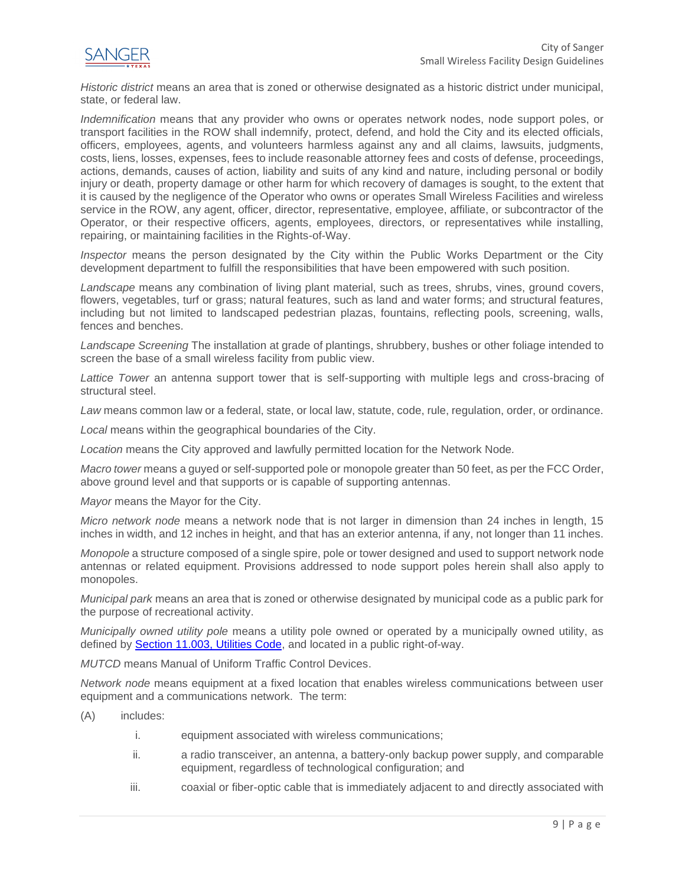*Historic district* means an area that is zoned or otherwise designated as a historic district under municipal, state, or federal law.

*Indemnification* means that any provider who owns or operates network nodes, node support poles, or transport facilities in the ROW shall indemnify, protect, defend, and hold the City and its elected officials, officers, employees, agents, and volunteers harmless against any and all claims, lawsuits, judgments, costs, liens, losses, expenses, fees to include reasonable attorney fees and costs of defense, proceedings, actions, demands, causes of action, liability and suits of any kind and nature, including personal or bodily injury or death, property damage or other harm for which recovery of damages is sought, to the extent that it is caused by the negligence of the Operator who owns or operates Small Wireless Facilities and wireless service in the ROW, any agent, officer, director, representative, employee, affiliate, or subcontractor of the Operator, or their respective officers, agents, employees, directors, or representatives while installing, repairing, or maintaining facilities in the Rights-of-Way.

*Inspector* means the person designated by the City within the Public Works Department or the City development department to fulfill the responsibilities that have been empowered with such position.

*Landscape* means any combination of living plant material, such as trees, shrubs, vines, ground covers, flowers, vegetables, turf or grass; natural features, such as land and water forms; and structural features, including but not limited to landscaped pedestrian plazas, fountains, reflecting pools, screening, walls, fences and benches.

*Landscape Screening* The installation at grade of plantings, shrubbery, bushes or other foliage intended to screen the base of a small wireless facility from public view.

*Lattice Tower* an antenna support tower that is self-supporting with multiple legs and cross-bracing of structural steel.

*Law* means common law or a federal, state, or local law, statute, code, rule, regulation, order, or ordinance.

*Local* means within the geographical boundaries of the City.

*Location* means the City approved and lawfully permitted location for the Network Node.

*Macro tower* means a guyed or self-supported pole or monopole greater than 50 feet, as per the FCC Order, above ground level and that supports or is capable of supporting antennas.

*Mayor* means the Mayor for the City.

*Micro network node* means a network node that is not larger in dimension than 24 inches in length, 15 inches in width, and 12 inches in height, and that has an exterior antenna, if any, not longer than 11 inches.

*Monopole* a structure composed of a single spire, pole or tower designed and used to support network node antennas or related equipment. Provisions addressed to node support poles herein shall also apply to monopoles.

*Municipal park* means an area that is zoned or otherwise designated by municipal code as a public park for the purpose of recreational activity.

*Municipally owned utility pole* means a utility pole owned or operated by a municipally owned utility, as defined by [Section 11.003, Utilities Code](), and located in a public right-of-way.

*MUTCD* means Manual of Uniform Traffic Control Devices.

*Network node* means equipment at a fixed location that enables wireless communications between user equipment and a communications network. The term:

(A) includes:

i. equipment associated with wireless communications;

ii. a radio transceiver, an antenna, a battery-only backup power supply, and comparable equipment, regardless of technological configuration; and

iii. coaxial or fiber-optic cable that is immediately adjacent to and directly associated with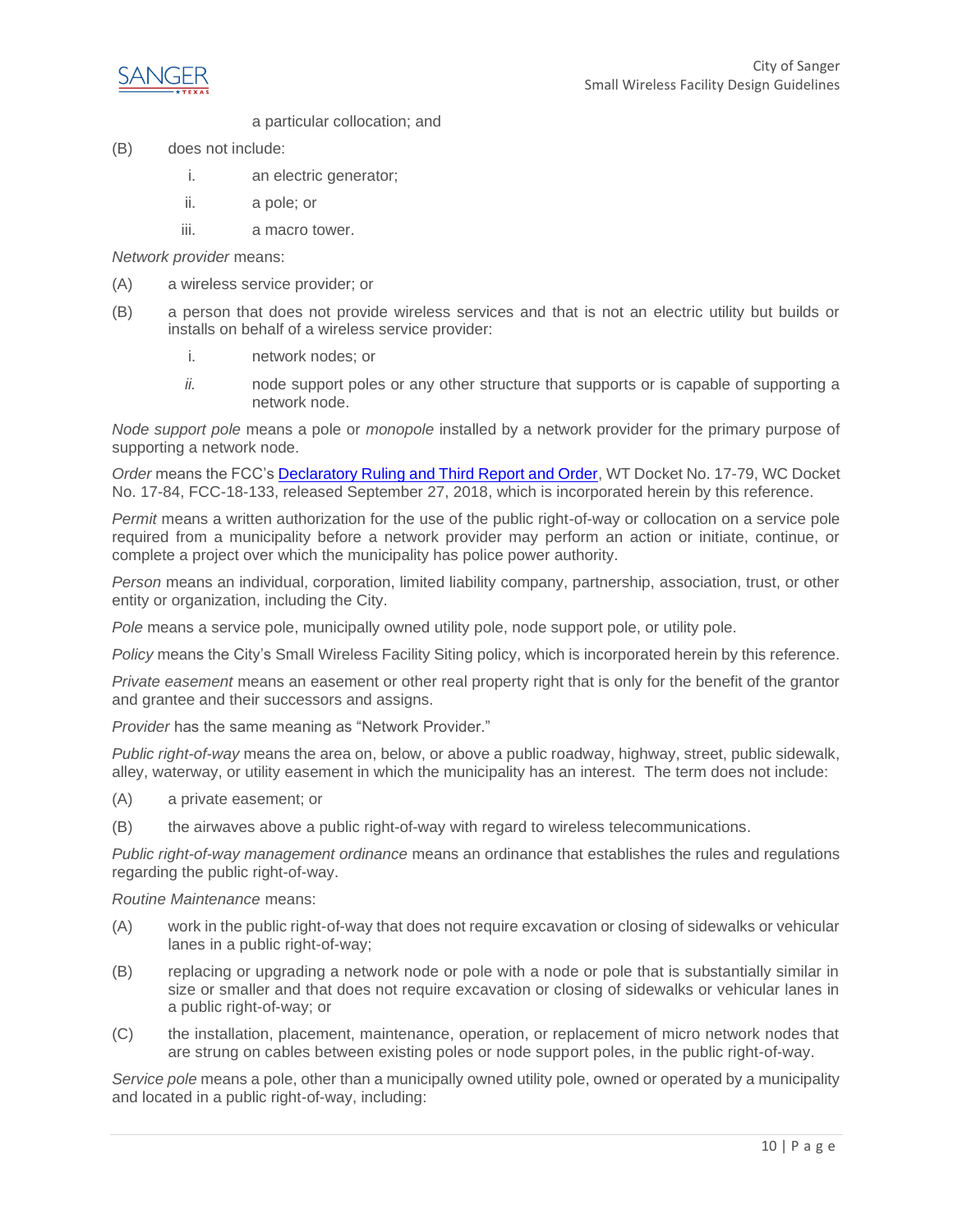a particular collocation; and

(B) does not include:

i. an electric generator;

ii. a pole; or

iii. a macro tower.

*Network provider* means:

(A) a wireless service provider; or

(B) a person that does not provide wireless services and that is not an electric utility but builds or installs on behalf of a wireless service provider:

i. network nodes; or

*ii.* node support poles or any other structure that supports or is capable of supporting a network node.

*Node support pole* means a pole or *monopole* installed by a network provider for the primary purpose of supporting a network node.

*Order* means the FCC's [Declaratory Ruling and Third Report and Order](), WT Docket No. 17-79, WC Docket No. 17-84, FCC-18-133, released September 27, 2018, which is incorporated herein by this reference.

*Permit* means a written authorization for the use of the public right-of-way or collocation on a service pole required from a municipality before a network provider may perform an action or initiate, continue, or complete a project over which the municipality has police power authority.

*Person* means an individual, corporation, limited liability company, partnership, association, trust, or other entity or organization, including the City.

*Pole* means a service pole, municipally owned utility pole, node support pole, or utility pole.

*Policy* means the City's Small Wireless Facility Siting policy, which is incorporated herein by this reference.

*Private easement* means an easement or other real property right that is only for the benefit of the grantor and grantee and their successors and assigns.

*Provider* has the same meaning as "Network Provider."

*Public right-of-way* means the area on, below, or above a public roadway, highway, street, public sidewalk, alley, waterway, or utility easement in which the municipality has an interest. The term does not include:

(A) a private easement; or

(B) the airwaves above a public right-of-way with regard to wireless telecommunications.

*Public right-of-way management ordinance* means an ordinance that establishes the rules and regulations regarding the public right-of-way.

*Routine Maintenance* means:

(A) work in the public right-of-way that does not require excavation or closing of sidewalks or vehicular lanes in a public right-of-way;

(B) replacing or upgrading a network node or pole with a node or pole that is substantially similar in size or smaller and that does not require excavation or closing of sidewalks or vehicular lanes in a public right-of-way; or

(C) the installation, placement, maintenance, operation, or replacement of micro network nodes that are strung on cables between existing poles or node support poles, in the public right-of-way.

*Service pole* means a pole, other than a municipally owned utility pole, owned or operated by a municipality and located in a public right-of-way, including: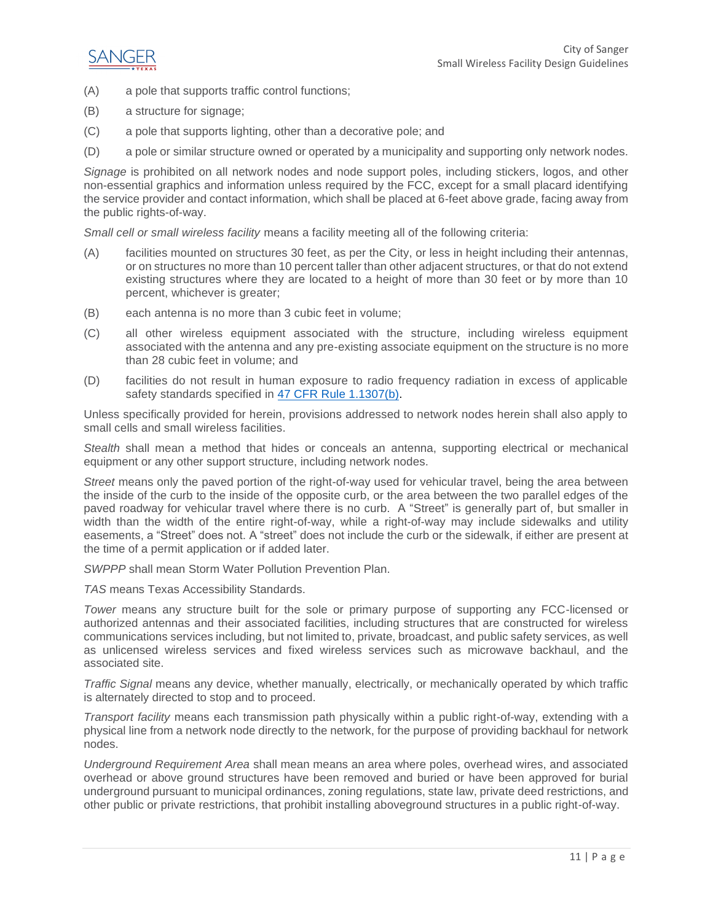(A) a pole that supports traffic control functions;

(B) a structure for signage;

(C) a pole that supports lighting, other than a decorative pole; and

(D) a pole or similar structure owned or operated by a municipality and supporting only network nodes.

*Signage* is prohibited on all network nodes and node support poles, including stickers, logos, and other non-essential graphics and information unless required by the FCC, except for a small placard identifying the service provider and contact information, which shall be placed at 6-feet above grade, facing away from the public rights-of-way.

*Small cell or small wireless facility* means a facility meeting all of the following criteria:

(A) facilities mounted on structures 30 feet, as per the City, or less in height including their antennas, or on structures no more than 10 percent taller than other adjacent structures, or that do not extend existing structures where they are located to a height of more than 30 feet or by more than 10 percent, whichever is greater;

(B) each antenna is no more than 3 cubic feet in volume;

(C) all other wireless equipment associated with the structure, including wireless equipment associated with the antenna and any pre-existing associate equipment on the structure is no more than 28 cubic feet in volume; and

(D) facilities do not result in human exposure to radio frequency radiation in excess of applicable safety standards specified in 47 CFR Rule 1.1307(b).

Unless specifically provided for herein, provisions addressed to network nodes herein shall also apply to small cells and small wireless facilities.

*Stealth* shall mean a method that hides or conceals an antenna, supporting electrical or mechanical equipment or any other support structure, including network nodes.

*Street* means only the paved portion of the right-of-way used for vehicular travel, being the area between the inside of the curb to the inside of the opposite curb, or the area between the two parallel edges of the paved roadway for vehicular travel where there is no curb. A "Street" is generally part of, but smaller in width than the width of the entire right-of-way, while a right-of-way may include sidewalks and utility easements, a "Street" does not. A "street" does not include the curb or the sidewalk, if either are present at the time of a permit application or if added later.

*SWPPP* shall mean Storm Water Pollution Prevention Plan.

*TAS* means Texas Accessibility Standards.

*Tower* means any structure built for the sole or primary purpose of supporting any FCC-licensed or authorized antennas and their associated facilities, including structures that are constructed for wireless communications services including, but not limited to, private, broadcast, and public safety services, as well as unlicensed wireless services and fixed wireless services such as microwave backhaul, and the associated site.

*Traffic Signal* means any device, whether manually, electrically, or mechanically operated by which traffic is alternately directed to stop and to proceed.

*Transport facility* means each transmission path physically within a public right-of-way, extending with a physical line from a network node directly to the network, for the purpose of providing backhaul for network nodes.

*Underground Requirement Area* shall mean means an area where poles, overhead wires, and associated overhead or above ground structures have been removed and buried or have been approved for burial underground pursuant to municipal ordinances, zoning regulations, state law, private deed restrictions, and other public or private restrictions, that prohibit installing aboveground structures in a public right-of-way.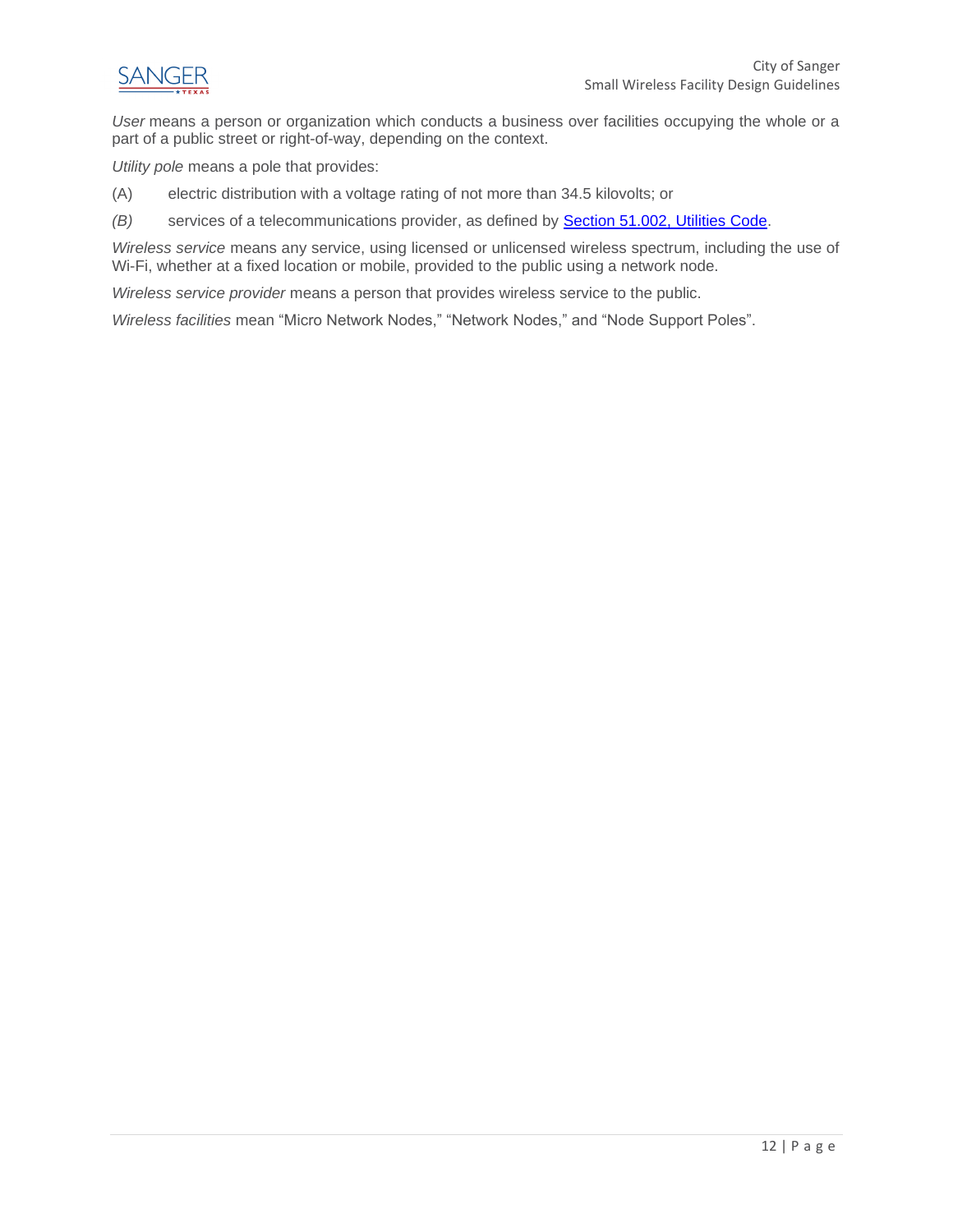*User* means a person or organization which conducts a business over facilities occupying the whole or a part of a public street or right-of-way, depending on the context.

*Utility pole* means a pole that provides:

(A) electric distribution with a voltage rating of not more than 34.5 kilovolts; or

*(B)* services of a telecommunications provider, as defined by [Section 51.002, Utilities Code](#).

*Wireless service* means any service, using licensed or unlicensed wireless spectrum, including the use of Wi-Fi, whether at a fixed location or mobile, provided to the public using a network node.

*Wireless service provider* means a person that provides wireless service to the public.

*Wireless facilities* mean "Micro Network Nodes," "Network Nodes," and "Node Support Poles".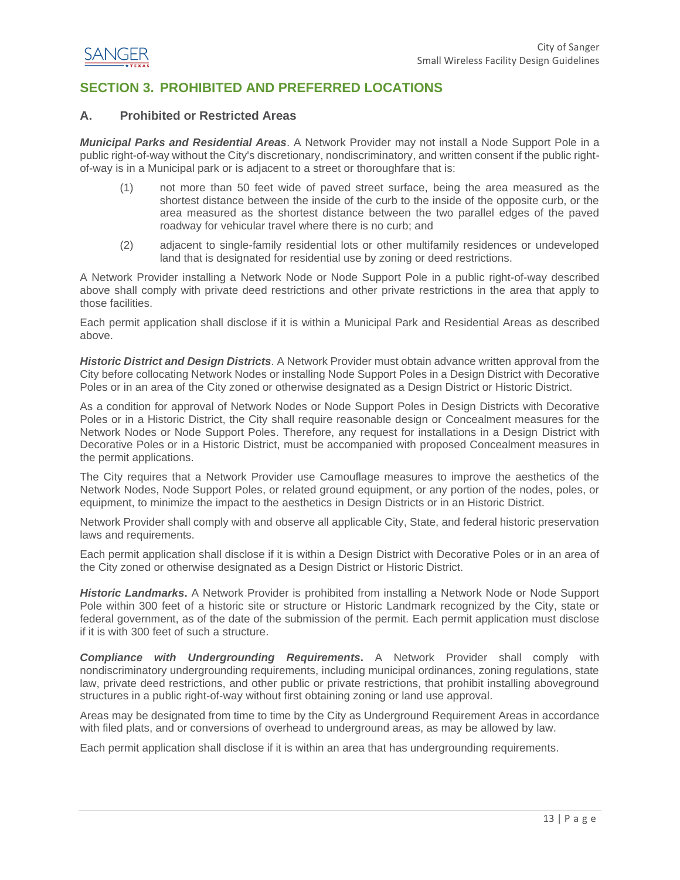## SECTION 3. PROHIBITED AND PREFERRED LOCATIONS

### A. Prohibited or Restricted Areas

***Municipal Parks and Residential Areas***. A Network Provider may not install a Node Support Pole in a public right-of-way without the City's discretionary, nondiscriminatory, and written consent if the public right-of-way is in a Municipal park or is adjacent to a street or thoroughfare that is:

(1) not more than 50 feet wide of paved street surface, being the area measured as the shortest distance between the inside of the curb to the inside of the opposite curb, or the area measured as the shortest distance between the two parallel edges of the paved roadway for vehicular travel where there is no curb; and

(2) adjacent to single-family residential lots or other multifamily residences or undeveloped land that is designated for residential use by zoning or deed restrictions.

A Network Provider installing a Network Node or Node Support Pole in a public right-of-way described above shall comply with private deed restrictions and other private restrictions in the area that apply to those facilities.

Each permit application shall disclose if it is within a Municipal Park and Residential Areas as described above.

***Historic District and Design Districts***. A Network Provider must obtain advance written approval from the City before collocating Network Nodes or installing Node Support Poles in a Design District with Decorative Poles or in an area of the City zoned or otherwise designated as a Design District or Historic District.

As a condition for approval of Network Nodes or Node Support Poles in Design Districts with Decorative Poles or in a Historic District, the City shall require reasonable design or Concealment measures for the Network Nodes or Node Support Poles. Therefore, any request for installations in a Design District with Decorative Poles or in a Historic District, must be accompanied with proposed Concealment measures in the permit applications.

The City requires that a Network Provider use Camouflage measures to improve the aesthetics of the Network Nodes, Node Support Poles, or related ground equipment, or any portion of the nodes, poles, or equipment, to minimize the impact to the aesthetics in Design Districts or in an Historic District.

Network Provider shall comply with and observe all applicable City, State, and federal historic preservation laws and requirements.

Each permit application shall disclose if it is within a Design District with Decorative Poles or in an area of the City zoned or otherwise designated as a Design District or Historic District.

***Historic Landmarks***. A Network Provider is prohibited from installing a Network Node or Node Support Pole within 300 feet of a historic site or structure or Historic Landmark recognized by the City, state or federal government, as of the date of the submission of the permit. Each permit application must disclose if it is with 300 feet of such a structure.

***Compliance with Undergrounding Requirements***. A Network Provider shall comply with nondiscriminatory undergrounding requirements, including municipal ordinances, zoning regulations, state law, private deed restrictions, and other public or private restrictions, that prohibit installing aboveground structures in a public right-of-way without first obtaining zoning or land use approval.

Areas may be designated from time to time by the City as Underground Requirement Areas in accordance with filed plats, and or conversions of overhead to underground areas, as may be allowed by law.

Each permit application shall disclose if it is within an area that has undergrounding requirements.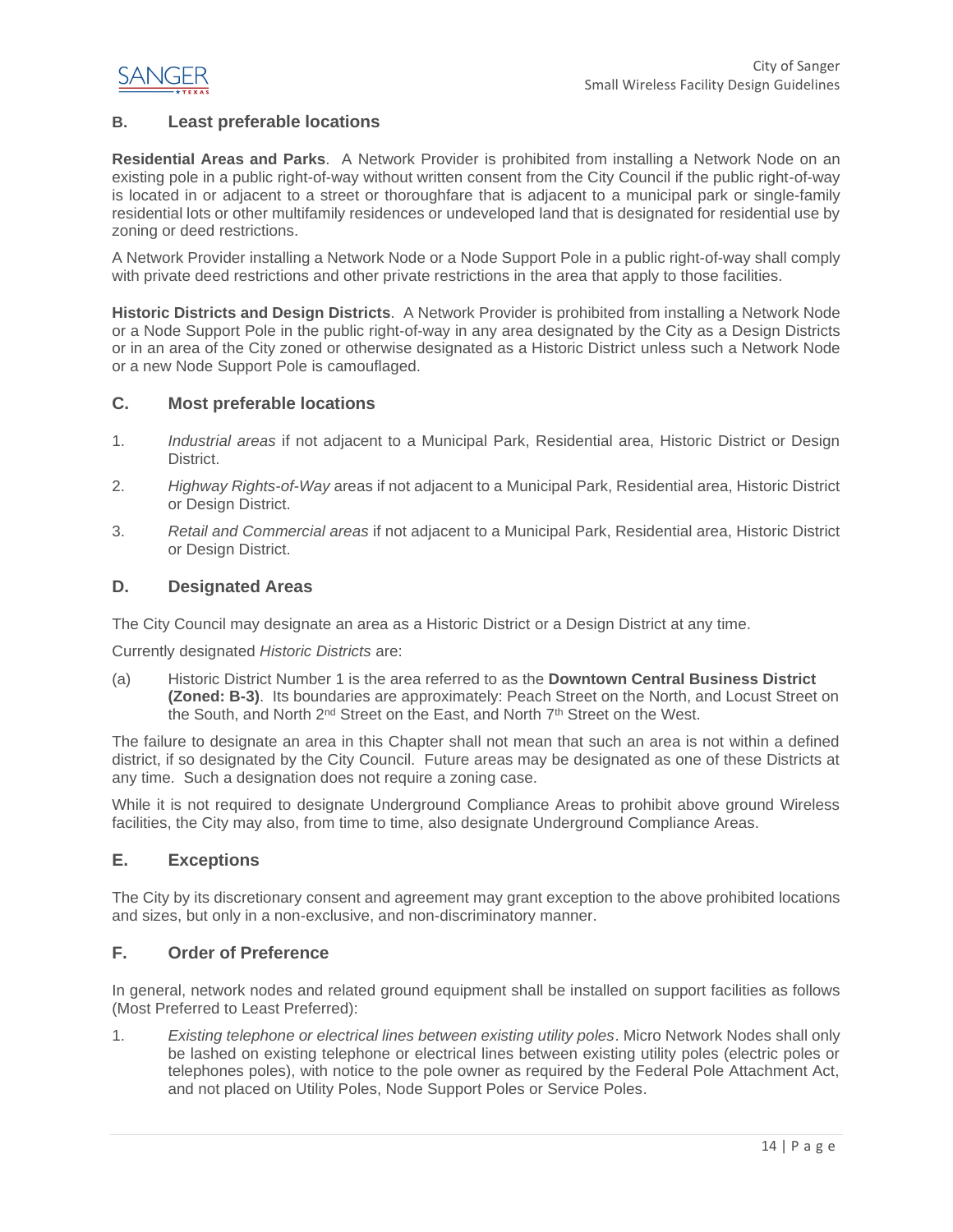### B. Least preferable locations

**Residential Areas and Parks**. A Network Provider is prohibited from installing a Network Node on an existing pole in a public right-of-way without written consent from the City Council if the public right-of-way is located in or adjacent to a street or thoroughfare that is adjacent to a municipal park or single-family residential lots or other multifamily residences or undeveloped land that is designated for residential use by zoning or deed restrictions.

A Network Provider installing a Network Node or a Node Support Pole in a public right-of-way shall comply with private deed restrictions and other private restrictions in the area that apply to those facilities.

**Historic Districts and Design Districts**. A Network Provider is prohibited from installing a Network Node or a Node Support Pole in the public right-of-way in any area designated by the City as a Design Districts or in an area of the City zoned or otherwise designated as a Historic District unless such a Network Node or a new Node Support Pole is camouflaged.

### C. Most preferable locations

1. *Industrial areas* if not adjacent to a Municipal Park, Residential area, Historic District or Design District.
2. *Highway Rights-of-Way* areas if not adjacent to a Municipal Park, Residential area, Historic District or Design District.
3. *Retail and Commercial areas* if not adjacent to a Municipal Park, Residential area, Historic District or Design District.

### D. Designated Areas

The City Council may designate an area as a Historic District or a Design District at any time.

Currently designated *Historic Districts* are:

(a) Historic District Number 1 is the area referred to as the **Downtown Central Business District (Zoned: B-3)**. Its boundaries are approximately: Peach Street on the North, and Locust Street on the South, and North 2nd Street on the East, and North 7th Street on the West.

The failure to designate an area in this Chapter shall not mean that such an area is not within a defined district, if so designated by the City Council. Future areas may be designated as one of these Districts at any time. Such a designation does not require a zoning case.

While it is not required to designate Underground Compliance Areas to prohibit above ground Wireless facilities, the City may also, from time to time, also designate Underground Compliance Areas.

### E. Exceptions

The City by its discretionary consent and agreement may grant exception to the above prohibited locations and sizes, but only in a non-exclusive, and non-discriminatory manner.

### F. Order of Preference

In general, network nodes and related ground equipment shall be installed on support facilities as follows (Most Preferred to Least Preferred):

1. *Existing telephone or electrical lines between existing utility poles*. Micro Network Nodes shall only be lashed on existing telephone or electrical lines between existing utility poles (electric poles or telephones poles), with notice to the pole owner as required by the Federal Pole Attachment Act, and not placed on Utility Poles, Node Support Poles or Service Poles.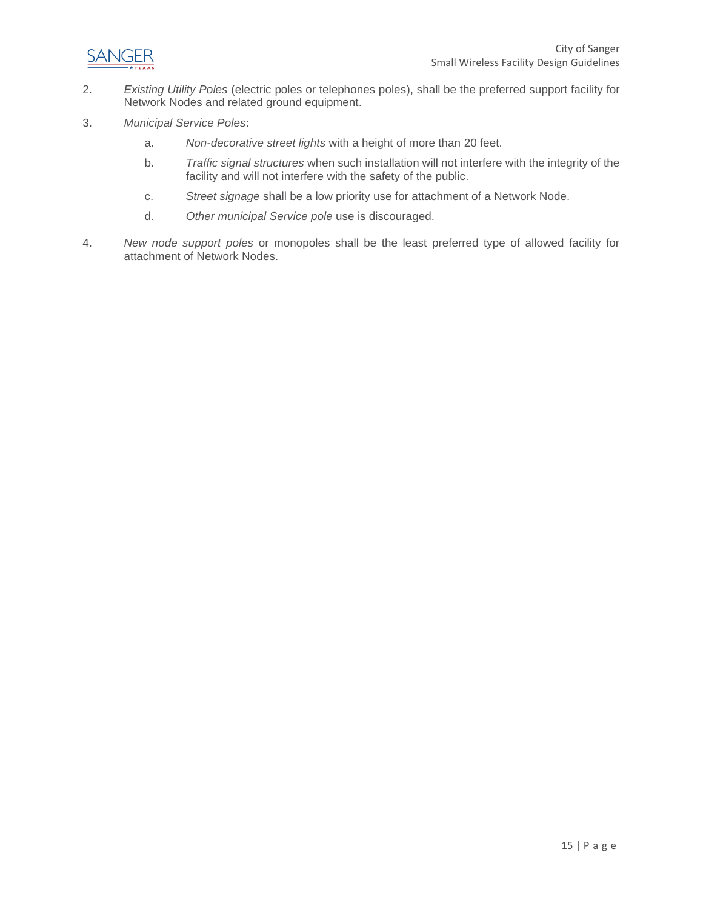2. *Existing Utility Poles* (electric poles or telephones poles), shall be the preferred support facility for Network Nodes and related ground equipment.

3. *Municipal Service Poles*:

   a. *Non-decorative street lights* with a height of more than 20 feet.

   b. *Traffic signal structures* when such installation will not interfere with the integrity of the facility and will not interfere with the safety of the public.

   c. *Street signage* shall be a low priority use for attachment of a Network Node.

   d. *Other municipal Service pole* use is discouraged.

4. *New node support poles* or monopoles shall be the least preferred type of allowed facility for attachment of Network Nodes.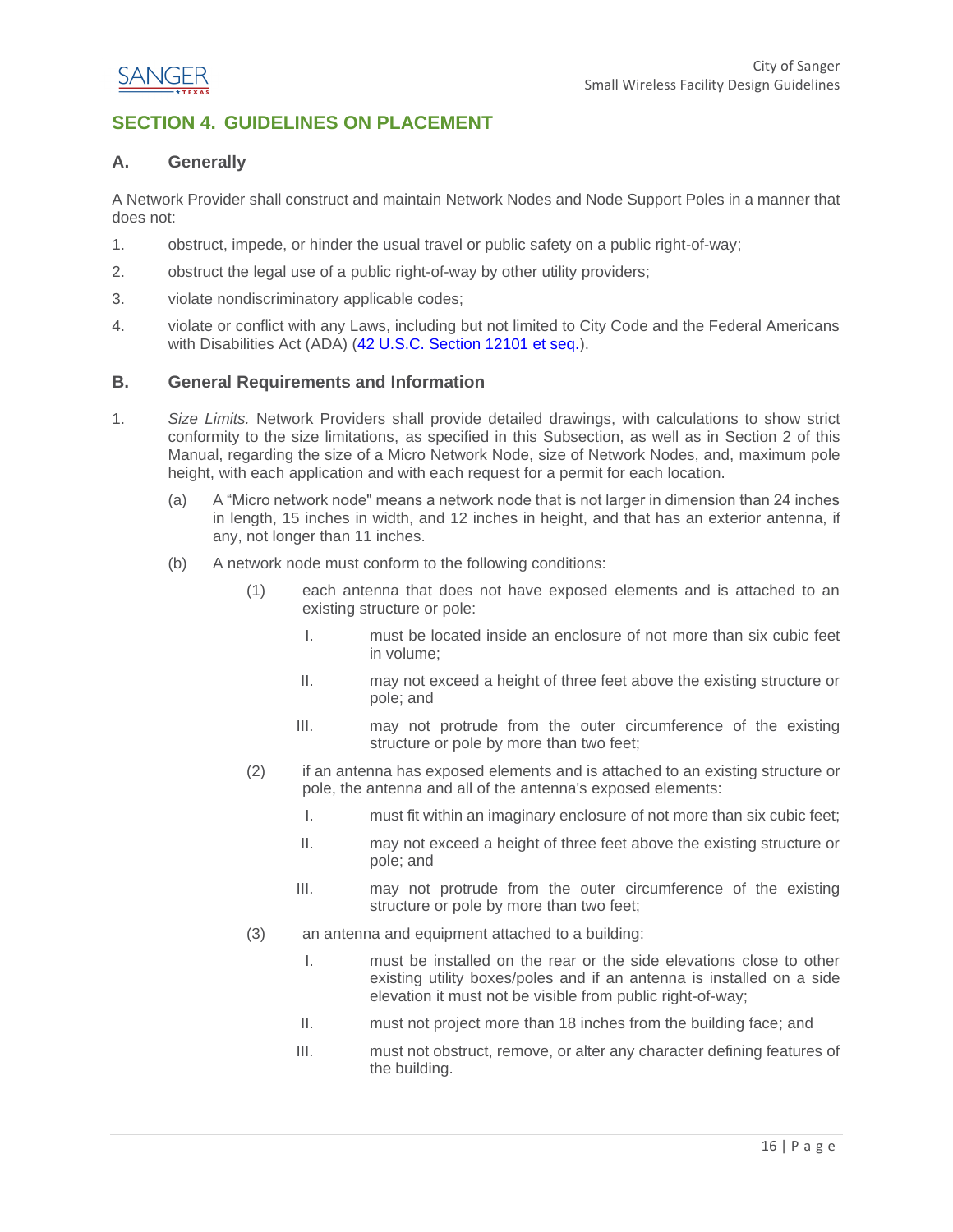## SECTION 4. GUIDELINES ON PLACEMENT

### A. Generally

A Network Provider shall construct and maintain Network Nodes and Node Support Poles in a manner that does not:

1. obstruct, impede, or hinder the usual travel or public safety on a public right-of-way;
2. obstruct the legal use of a public right-of-way by other utility providers;
3. violate nondiscriminatory applicable codes;
4. violate or conflict with any Laws, including but not limited to City Code and the Federal Americans with Disabilities Act (ADA) ([42 U.S.C. Section 12101 et seq.](42 U.S.C. Section 12101 et seq.)).

### B. General Requirements and Information

1. *Size Limits.* Network Providers shall provide detailed drawings, with calculations to show strict conformity to the size limitations, as specified in this Subsection, as well as in Section 2 of this Manual, regarding the size of a Micro Network Node, size of Network Nodes, and, maximum pole height, with each application and with each request for a permit for each location.

   (a) A "Micro network node" means a network node that is not larger in dimension than 24 inches in length, 15 inches in width, and 12 inches in height, and that has an exterior antenna, if any, not longer than 11 inches.

   (b) A network node must conform to the following conditions:

      (1) each antenna that does not have exposed elements and is attached to an existing structure or pole:

         I. must be located inside an enclosure of not more than six cubic feet in volume;

         II. may not exceed a height of three feet above the existing structure or pole; and

         III. may not protrude from the outer circumference of the existing structure or pole by more than two feet;

      (2) if an antenna has exposed elements and is attached to an existing structure or pole, the antenna and all of the antenna's exposed elements:

         I. must fit within an imaginary enclosure of not more than six cubic feet;

         II. may not exceed a height of three feet above the existing structure or pole; and

         III. may not protrude from the outer circumference of the existing structure or pole by more than two feet;

      (3) an antenna and equipment attached to a building:

         I. must be installed on the rear or the side elevations close to other existing utility boxes/poles and if an antenna is installed on a side elevation it must not be visible from public right-of-way;

         II. must not project more than 18 inches from the building face; and

         III. must not obstruct, remove, or alter any character defining features of the building.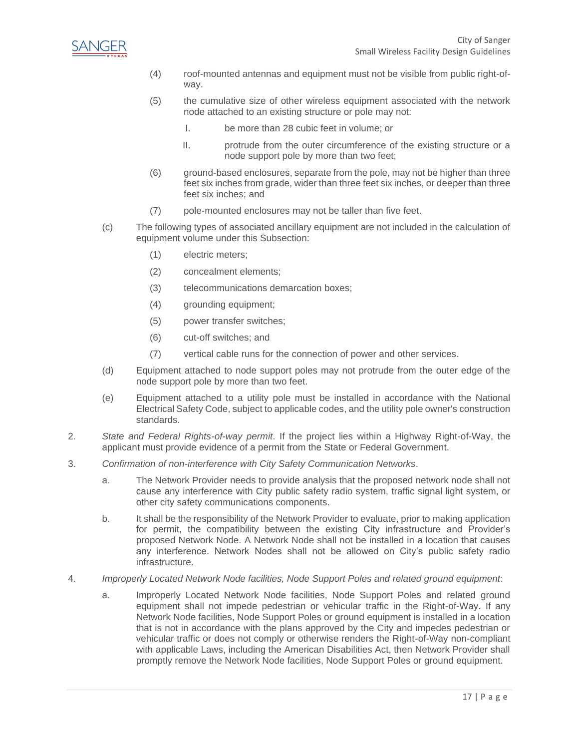(4) roof-mounted antennas and equipment must not be visible from public right-of-way.

(5) the cumulative size of other wireless equipment associated with the network node attached to an existing structure or pole may not:

I. be more than 28 cubic feet in volume; or

II. protrude from the outer circumference of the existing structure or a node support pole by more than two feet;

(6) ground-based enclosures, separate from the pole, may not be higher than three feet six inches from grade, wider than three feet six inches, or deeper than three feet six inches; and

(7) pole-mounted enclosures may not be taller than five feet.

(c) The following types of associated ancillary equipment are not included in the calculation of equipment volume under this Subsection:

(1) electric meters;

(2) concealment elements;

(3) telecommunications demarcation boxes;

(4) grounding equipment;

(5) power transfer switches;

(6) cut-off switches; and

(7) vertical cable runs for the connection of power and other services.

(d) Equipment attached to node support poles may not protrude from the outer edge of the node support pole by more than two feet.

(e) Equipment attached to a utility pole must be installed in accordance with the National Electrical Safety Code, subject to applicable codes, and the utility pole owner's construction standards.

2. *State and Federal Rights-of-way permit*. If the project lies within a Highway Right-of-Way, the applicant must provide evidence of a permit from the State or Federal Government.

3. *Confirmation of non-interference with City Safety Communication Networks*.

a. The Network Provider needs to provide analysis that the proposed network node shall not cause any interference with City public safety radio system, traffic signal light system, or other city safety communications components.

b. It shall be the responsibility of the Network Provider to evaluate, prior to making application for permit, the compatibility between the existing City infrastructure and Provider's proposed Network Node. A Network Node shall not be installed in a location that causes any interference. Network Nodes shall not be allowed on City's public safety radio infrastructure.

4. *Improperly Located Network Node facilities, Node Support Poles and related ground equipment*:

a. Improperly Located Network Node facilities, Node Support Poles and related ground equipment shall not impede pedestrian or vehicular traffic in the Right-of-Way. If any Network Node facilities, Node Support Poles or ground equipment is installed in a location that is not in accordance with the plans approved by the City and impedes pedestrian or vehicular traffic or does not comply or otherwise renders the Right-of-Way non-compliant with applicable Laws, including the American Disabilities Act, then Network Provider shall promptly remove the Network Node facilities, Node Support Poles or ground equipment.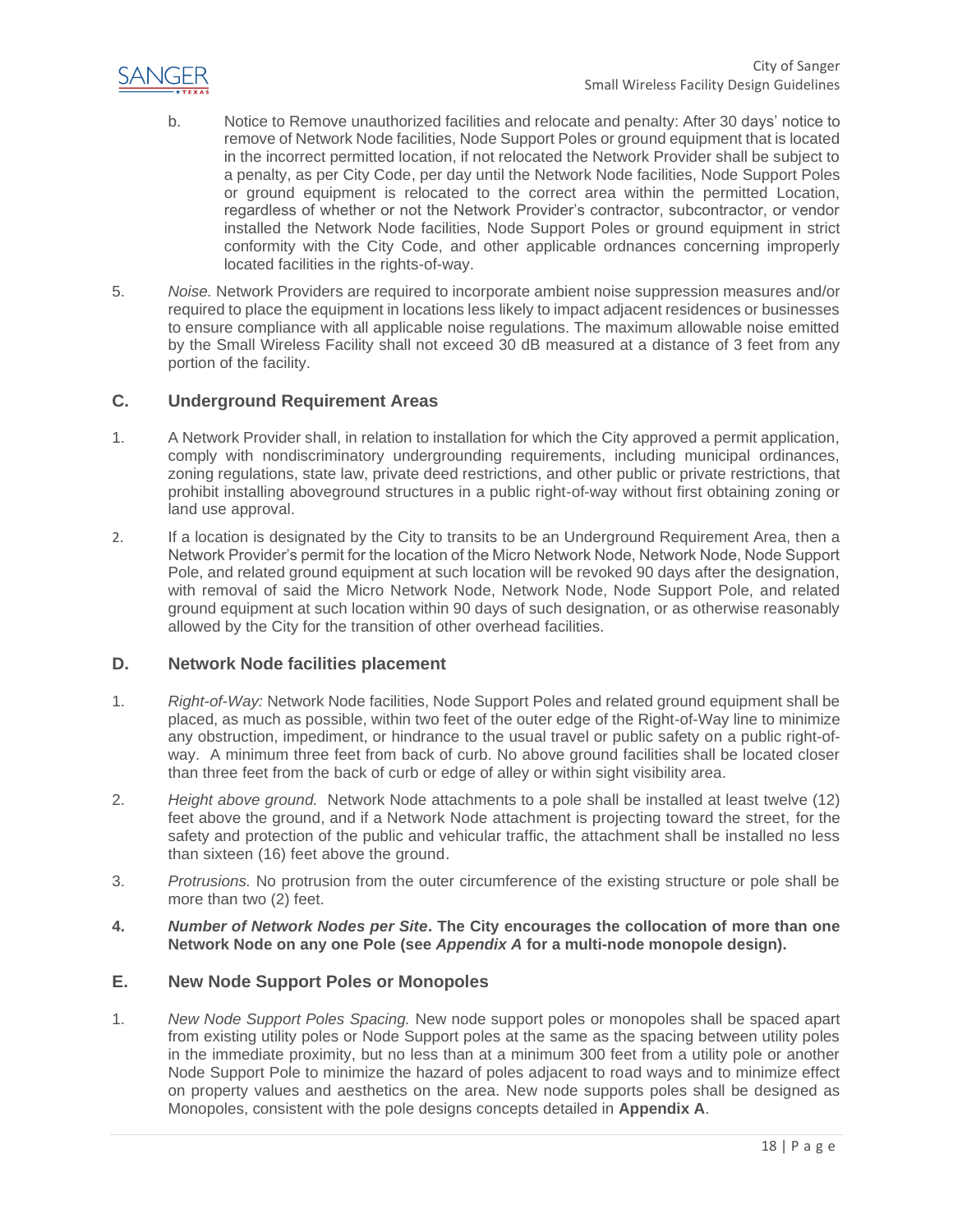b. Notice to Remove unauthorized facilities and relocate and penalty: After 30 days' notice to remove of Network Node facilities, Node Support Poles or ground equipment that is located in the incorrect permitted location, if not relocated the Network Provider shall be subject to a penalty, as per City Code, per day until the Network Node facilities, Node Support Poles or ground equipment is relocated to the correct area within the permitted Location, regardless of whether or not the Network Provider's contractor, subcontractor, or vendor installed the Network Node facilities, Node Support Poles or ground equipment in strict conformity with the City Code, and other applicable ordnances concerning improperly located facilities in the rights-of-way.

5. *Noise.* Network Providers are required to incorporate ambient noise suppression measures and/or required to place the equipment in locations less likely to impact adjacent residences or businesses to ensure compliance with all applicable noise regulations. The maximum allowable noise emitted by the Small Wireless Facility shall not exceed 30 dB measured at a distance of 3 feet from any portion of the facility.

## C. Underground Requirement Areas

1. A Network Provider shall, in relation to installation for which the City approved a permit application, comply with nondiscriminatory undergrounding requirements, including municipal ordinances, zoning regulations, state law, private deed restrictions, and other public or private restrictions, that prohibit installing aboveground structures in a public right-of-way without first obtaining zoning or land use approval.

2. If a location is designated by the City to transits to be an Underground Requirement Area, then a Network Provider's permit for the location of the Micro Network Node, Network Node, Node Support Pole, and related ground equipment at such location will be revoked 90 days after the designation, with removal of said the Micro Network Node, Network Node, Node Support Pole, and related ground equipment at such location within 90 days of such designation, or as otherwise reasonably allowed by the City for the transition of other overhead facilities.

## D. Network Node facilities placement

1. *Right-of-Way:* Network Node facilities, Node Support Poles and related ground equipment shall be placed, as much as possible, within two feet of the outer edge of the Right-of-Way line to minimize any obstruction, impediment, or hindrance to the usual travel or public safety on a public right-of-way. A minimum three feet from back of curb. No above ground facilities shall be located closer than three feet from the back of curb or edge of alley or within sight visibility area.

2. *Height above ground.* Network Node attachments to a pole shall be installed at least twelve (12) feet above the ground, and if a Network Node attachment is projecting toward the street, for the safety and protection of the public and vehicular traffic, the attachment shall be installed no less than sixteen (16) feet above the ground.

3. *Protrusions.* No protrusion from the outer circumference of the existing structure or pole shall be more than two (2) feet.

4. ***Number of Network Nodes per Site*. The City encourages the collocation of more than one Network Node on any one Pole (see *Appendix A* for a multi-node monopole design).**

## E. New Node Support Poles or Monopoles

1. *New Node Support Poles Spacing.* New node support poles or monopoles shall be spaced apart from existing utility poles or Node Support poles at the same as the spacing between utility poles in the immediate proximity, but no less than at a minimum 300 feet from a utility pole or another Node Support Pole to minimize the hazard of poles adjacent to road ways and to minimize effect on property values and aesthetics on the area. New node supports poles shall be designed as Monopoles, consistent with the pole designs concepts detailed in **Appendix A**.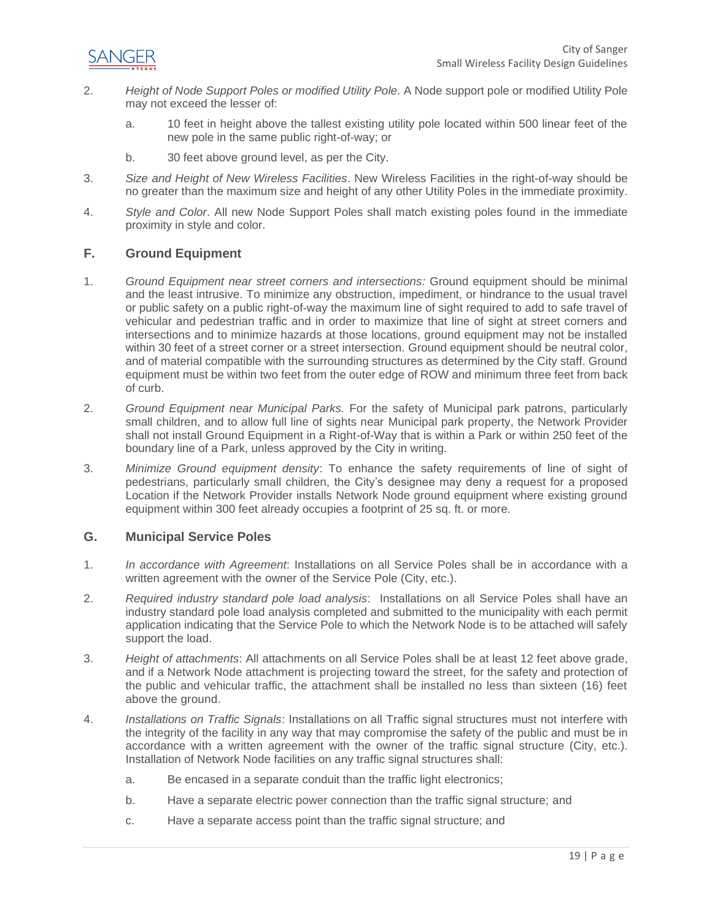2. *Height of Node Support Poles or modified Utility Pole*. A Node support pole or modified Utility Pole may not exceed the lesser of:

    a. 10 feet in height above the tallest existing utility pole located within 500 linear feet of the new pole in the same public right-of-way; or

    b. 30 feet above ground level, as per the City.

3. *Size and Height of New Wireless Facilities*. New Wireless Facilities in the right-of-way should be no greater than the maximum size and height of any other Utility Poles in the immediate proximity.

4. *Style and Color*. All new Node Support Poles shall match existing poles found in the immediate proximity in style and color.

## F. Ground Equipment

1. *Ground Equipment near street corners and intersections:* Ground equipment should be minimal and the least intrusive. To minimize any obstruction, impediment, or hindrance to the usual travel or public safety on a public right-of-way the maximum line of sight required to add to safe travel of vehicular and pedestrian traffic and in order to maximize that line of sight at street corners and intersections and to minimize hazards at those locations, ground equipment may not be installed within 30 feet of a street corner or a street intersection. Ground equipment should be neutral color, and of material compatible with the surrounding structures as determined by the City staff. Ground equipment must be within two feet from the outer edge of ROW and minimum three feet from back of curb.

2. *Ground Equipment near Municipal Parks.* For the safety of Municipal park patrons, particularly small children, and to allow full line of sights near Municipal park property, the Network Provider shall not install Ground Equipment in a Right-of-Way that is within a Park or within 250 feet of the boundary line of a Park, unless approved by the City in writing.

3. *Minimize Ground equipment density*: To enhance the safety requirements of line of sight of pedestrians, particularly small children, the City's designee may deny a request for a proposed Location if the Network Provider installs Network Node ground equipment where existing ground equipment within 300 feet already occupies a footprint of 25 sq. ft. or more.

## G. Municipal Service Poles

1. *In accordance with Agreement*: Installations on all Service Poles shall be in accordance with a written agreement with the owner of the Service Pole (City, etc.).

2. *Required industry standard pole load analysis*: Installations on all Service Poles shall have an industry standard pole load analysis completed and submitted to the municipality with each permit application indicating that the Service Pole to which the Network Node is to be attached will safely support the load.

3. *Height of attachments*: All attachments on all Service Poles shall be at least 12 feet above grade, and if a Network Node attachment is projecting toward the street, for the safety and protection of the public and vehicular traffic, the attachment shall be installed no less than sixteen (16) feet above the ground.

4. *Installations on Traffic Signals*: Installations on all Traffic signal structures must not interfere with the integrity of the facility in any way that may compromise the safety of the public and must be in accordance with a written agreement with the owner of the traffic signal structure (City, etc.). Installation of Network Node facilities on any traffic signal structures shall:

    a. Be encased in a separate conduit than the traffic light electronics;

    b. Have a separate electric power connection than the traffic signal structure; and

    c. Have a separate access point than the traffic signal structure; and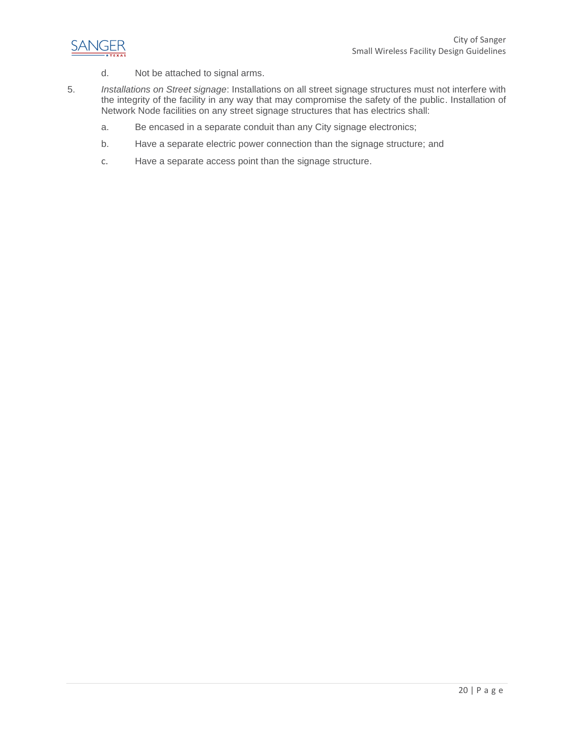d. Not be attached to signal arms.

5. *Installations on Street signage*: Installations on all street signage structures must not interfere with the integrity of the facility in any way that may compromise the safety of the public. Installation of Network Node facilities on any street signage structures that has electrics shall:

   a. Be encased in a separate conduit than any City signage electronics;

   b. Have a separate electric power connection than the signage structure; and

   c. Have a separate access point than the signage structure.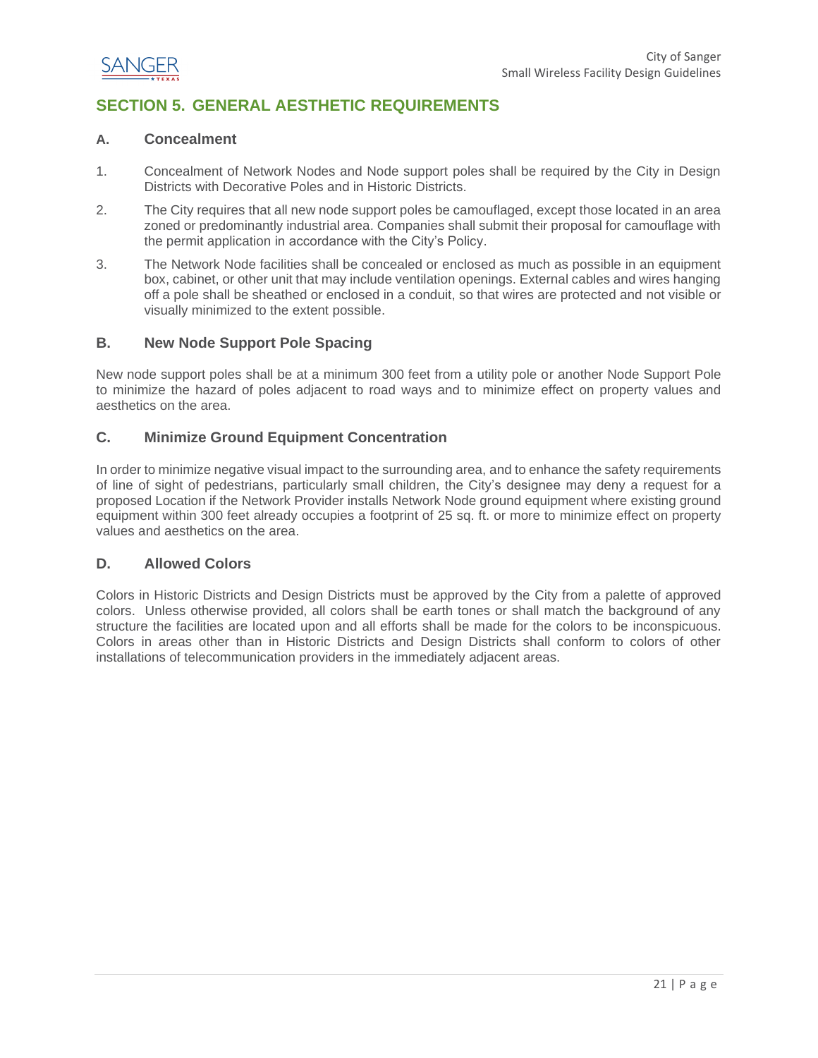## SECTION 5. GENERAL AESTHETIC REQUIREMENTS

### A. Concealment

1. Concealment of Network Nodes and Node support poles shall be required by the City in Design Districts with Decorative Poles and in Historic Districts.
2. The City requires that all new node support poles be camouflaged, except those located in an area zoned or predominantly industrial area. Companies shall submit their proposal for camouflage with the permit application in accordance with the City's Policy.
3. The Network Node facilities shall be concealed or enclosed as much as possible in an equipment box, cabinet, or other unit that may include ventilation openings. External cables and wires hanging off a pole shall be sheathed or enclosed in a conduit, so that wires are protected and not visible or visually minimized to the extent possible.

### B. New Node Support Pole Spacing

New node support poles shall be at a minimum 300 feet from a utility pole or another Node Support Pole to minimize the hazard of poles adjacent to road ways and to minimize effect on property values and aesthetics on the area.

### C. Minimize Ground Equipment Concentration

In order to minimize negative visual impact to the surrounding area, and to enhance the safety requirements of line of sight of pedestrians, particularly small children, the City's designee may deny a request for a proposed Location if the Network Provider installs Network Node ground equipment where existing ground equipment within 300 feet already occupies a footprint of 25 sq. ft. or more to minimize effect on property values and aesthetics on the area.

### D. Allowed Colors

Colors in Historic Districts and Design Districts must be approved by the City from a palette of approved colors. Unless otherwise provided, all colors shall be earth tones or shall match the background of any structure the facilities are located upon and all efforts shall be made for the colors to be inconspicuous. Colors in areas other than in Historic Districts and Design Districts shall conform to colors of other installations of telecommunication providers in the immediately adjacent areas.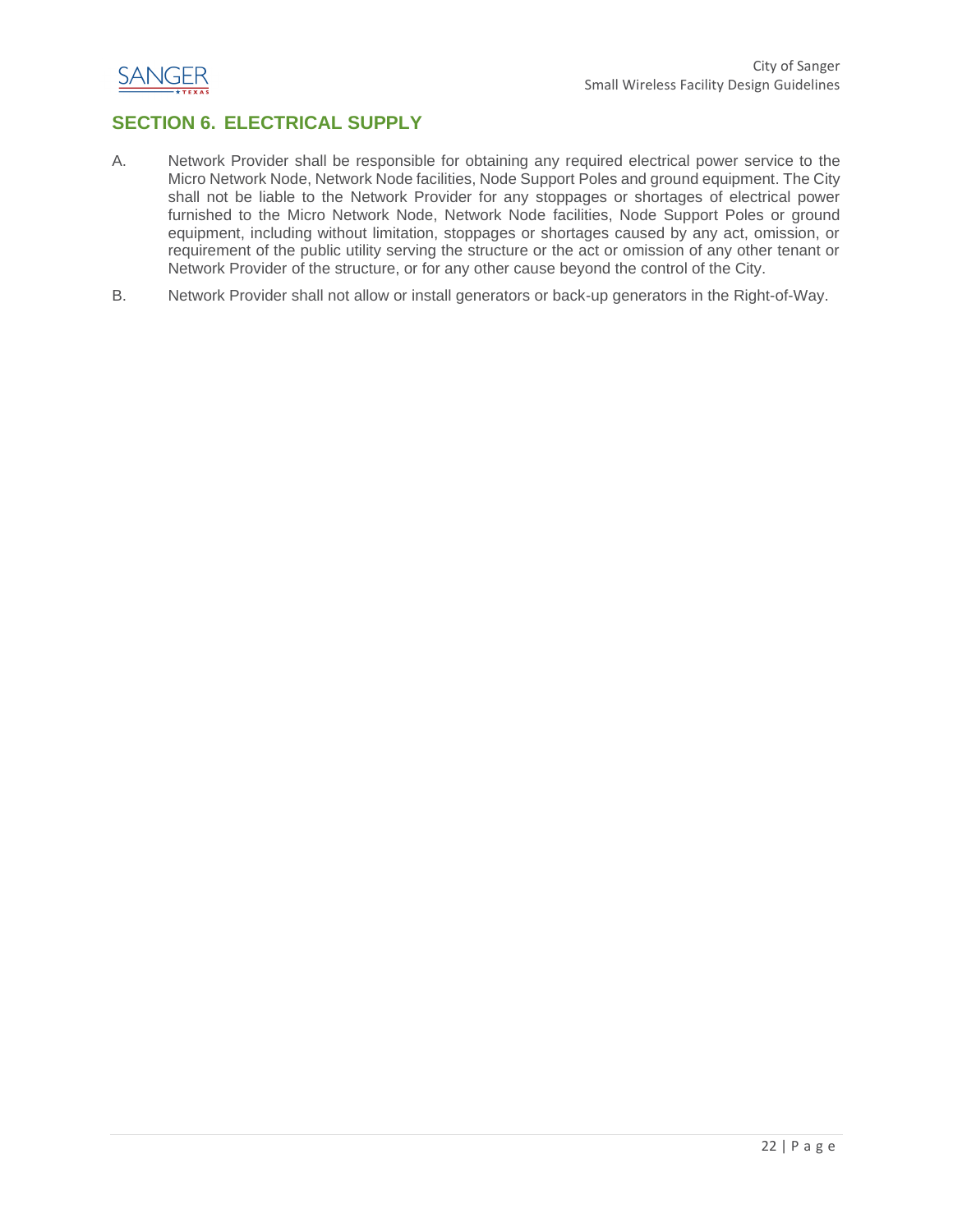## SECTION 6. ELECTRICAL SUPPLY

A. Network Provider shall be responsible for obtaining any required electrical power service to the Micro Network Node, Network Node facilities, Node Support Poles and ground equipment. The City shall not be liable to the Network Provider for any stoppages or shortages of electrical power furnished to the Micro Network Node, Network Node facilities, Node Support Poles or ground equipment, including without limitation, stoppages or shortages caused by any act, omission, or requirement of the public utility serving the structure or the act or omission of any other tenant or Network Provider of the structure, or for any other cause beyond the control of the City.

B. Network Provider shall not allow or install generators or back-up generators in the Right-of-Way.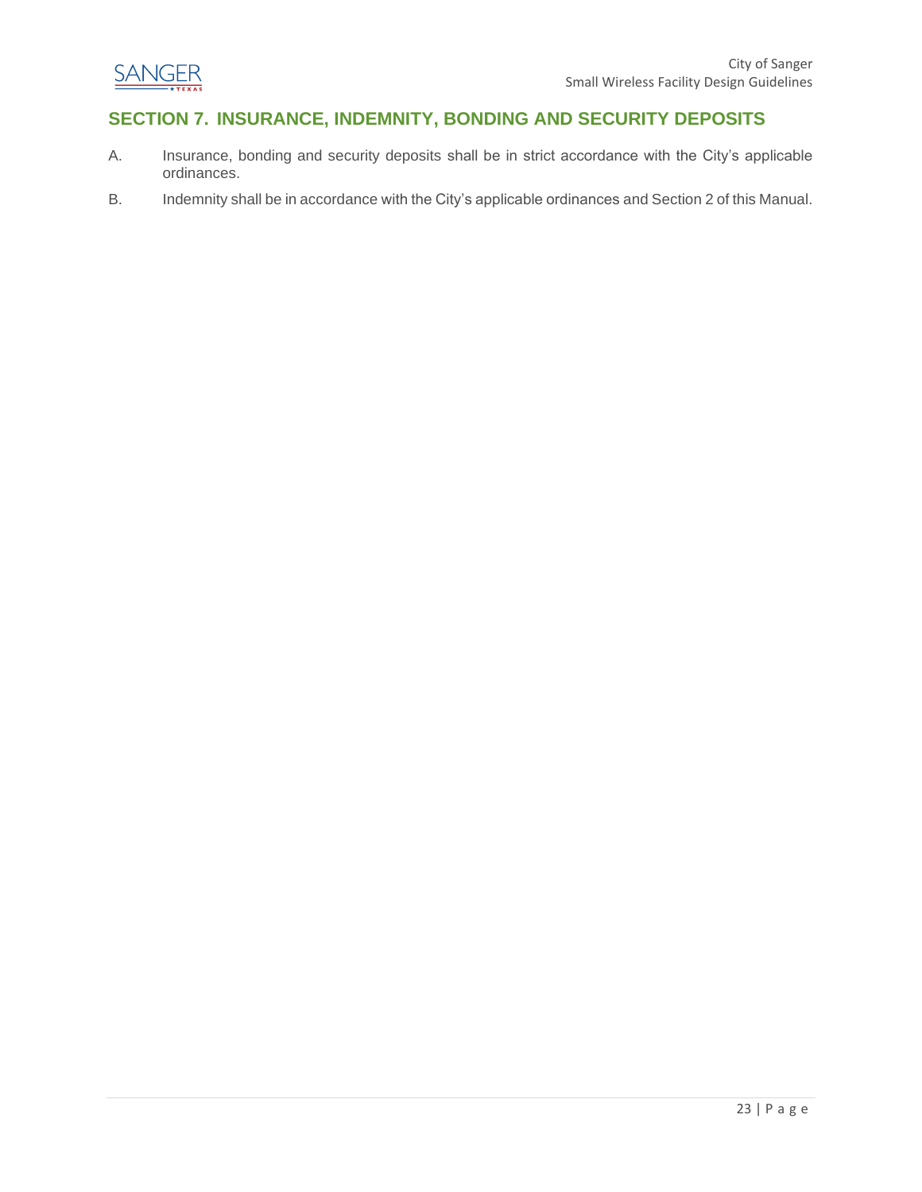## SECTION 7. INSURANCE, INDEMNITY, BONDING AND SECURITY DEPOSITS

A. Insurance, bonding and security deposits shall be in strict accordance with the City's applicable ordinances.

B. Indemnity shall be in accordance with the City's applicable ordinances and Section 2 of this Manual.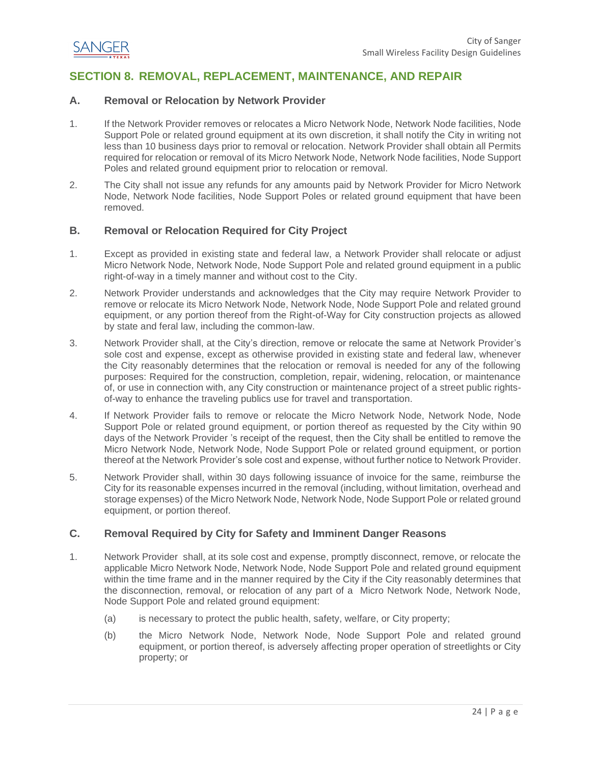## SECTION 8. REMOVAL, REPLACEMENT, MAINTENANCE, AND REPAIR

### A. Removal or Relocation by Network Provider

1. If the Network Provider removes or relocates a Micro Network Node, Network Node facilities, Node Support Pole or related ground equipment at its own discretion, it shall notify the City in writing not less than 10 business days prior to removal or relocation. Network Provider shall obtain all Permits required for relocation or removal of its Micro Network Node, Network Node facilities, Node Support Poles and related ground equipment prior to relocation or removal.

2. The City shall not issue any refunds for any amounts paid by Network Provider for Micro Network Node, Network Node facilities, Node Support Poles or related ground equipment that have been removed.

### B. Removal or Relocation Required for City Project

1. Except as provided in existing state and federal law, a Network Provider shall relocate or adjust Micro Network Node, Network Node, Node Support Pole and related ground equipment in a public right-of-way in a timely manner and without cost to the City.

2. Network Provider understands and acknowledges that the City may require Network Provider to remove or relocate its Micro Network Node, Network Node, Node Support Pole and related ground equipment, or any portion thereof from the Right-of-Way for City construction projects as allowed by state and feral law, including the common-law.

3. Network Provider shall, at the City's direction, remove or relocate the same at Network Provider's sole cost and expense, except as otherwise provided in existing state and federal law, whenever the City reasonably determines that the relocation or removal is needed for any of the following purposes: Required for the construction, completion, repair, widening, relocation, or maintenance of, or use in connection with, any City construction or maintenance project of a street public rights-of-way to enhance the traveling publics use for travel and transportation.

4. If Network Provider fails to remove or relocate the Micro Network Node, Network Node, Node Support Pole or related ground equipment, or portion thereof as requested by the City within 90 days of the Network Provider 's receipt of the request, then the City shall be entitled to remove the Micro Network Node, Network Node, Node Support Pole or related ground equipment, or portion thereof at the Network Provider's sole cost and expense, without further notice to Network Provider.

5. Network Provider shall, within 30 days following issuance of invoice for the same, reimburse the City for its reasonable expenses incurred in the removal (including, without limitation, overhead and storage expenses) of the Micro Network Node, Network Node, Node Support Pole or related ground equipment, or portion thereof.

### C. Removal Required by City for Safety and Imminent Danger Reasons

1. Network Provider shall, at its sole cost and expense, promptly disconnect, remove, or relocate the applicable Micro Network Node, Network Node, Node Support Pole and related ground equipment within the time frame and in the manner required by the City if the City reasonably determines that the disconnection, removal, or relocation of any part of a Micro Network Node, Network Node, Node Support Pole and related ground equipment:

   (a) is necessary to protect the public health, safety, welfare, or City property;

   (b) the Micro Network Node, Network Node, Node Support Pole and related ground equipment, or portion thereof, is adversely affecting proper operation of streetlights or City property; or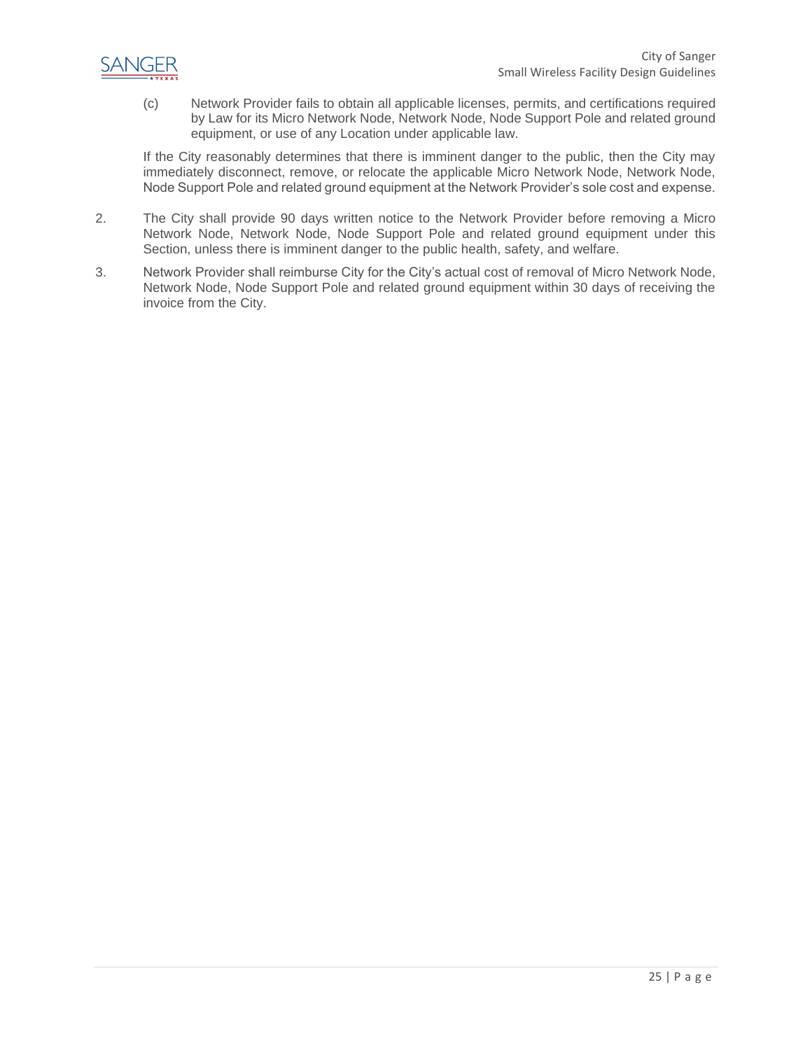(c) Network Provider fails to obtain all applicable licenses, permits, and certifications required by Law for its Micro Network Node, Network Node, Node Support Pole and related ground equipment, or use of any Location under applicable law.

If the City reasonably determines that there is imminent danger to the public, then the City may immediately disconnect, remove, or relocate the applicable Micro Network Node, Network Node, Node Support Pole and related ground equipment at the Network Provider's sole cost and expense.

2. The City shall provide 90 days written notice to the Network Provider before removing a Micro Network Node, Network Node, Node Support Pole and related ground equipment under this Section, unless there is imminent danger to the public health, safety, and welfare.

3. Network Provider shall reimburse City for the City's actual cost of removal of Micro Network Node, Network Node, Node Support Pole and related ground equipment within 30 days of receiving the invoice from the City.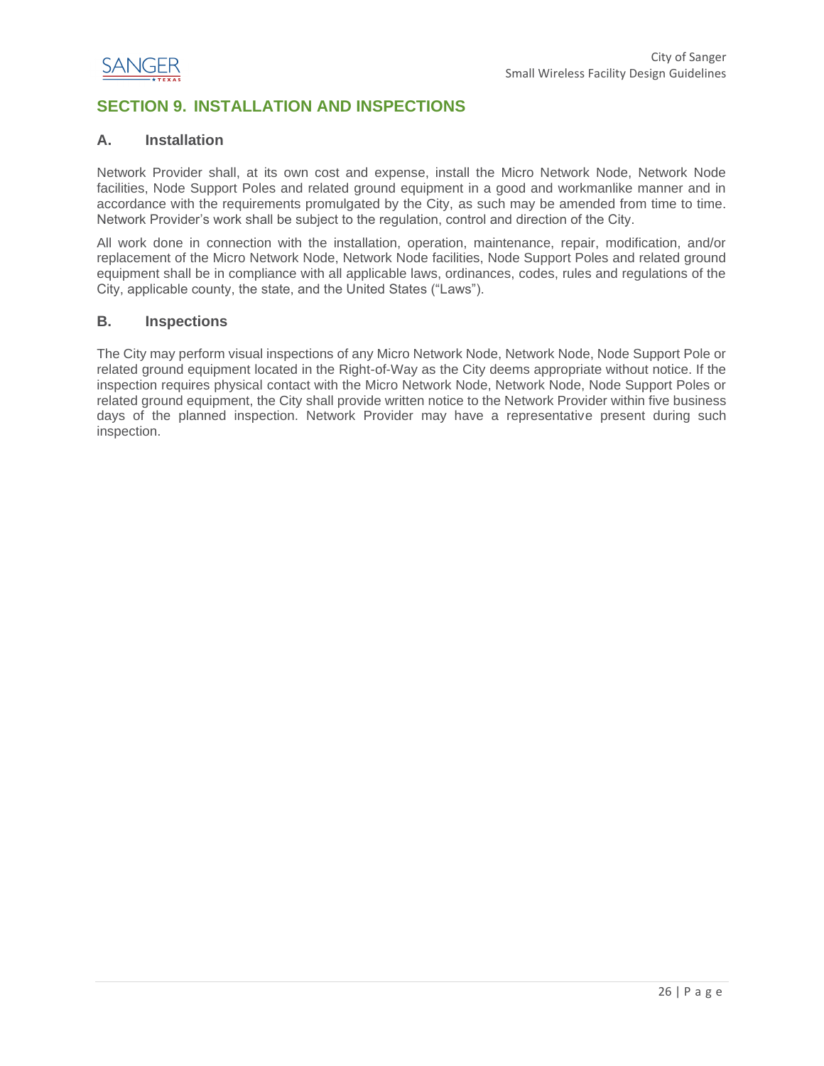## SECTION 9. INSTALLATION AND INSPECTIONS

### A. Installation

Network Provider shall, at its own cost and expense, install the Micro Network Node, Network Node facilities, Node Support Poles and related ground equipment in a good and workmanlike manner and in accordance with the requirements promulgated by the City, as such may be amended from time to time. Network Provider's work shall be subject to the regulation, control and direction of the City.

All work done in connection with the installation, operation, maintenance, repair, modification, and/or replacement of the Micro Network Node, Network Node facilities, Node Support Poles and related ground equipment shall be in compliance with all applicable laws, ordinances, codes, rules and regulations of the City, applicable county, the state, and the United States ("Laws").

### B. Inspections

The City may perform visual inspections of any Micro Network Node, Network Node, Node Support Pole or related ground equipment located in the Right-of-Way as the City deems appropriate without notice. If the inspection requires physical contact with the Micro Network Node, Network Node, Node Support Poles or related ground equipment, the City shall provide written notice to the Network Provider within five business days of the planned inspection. Network Provider may have a representative present during such inspection.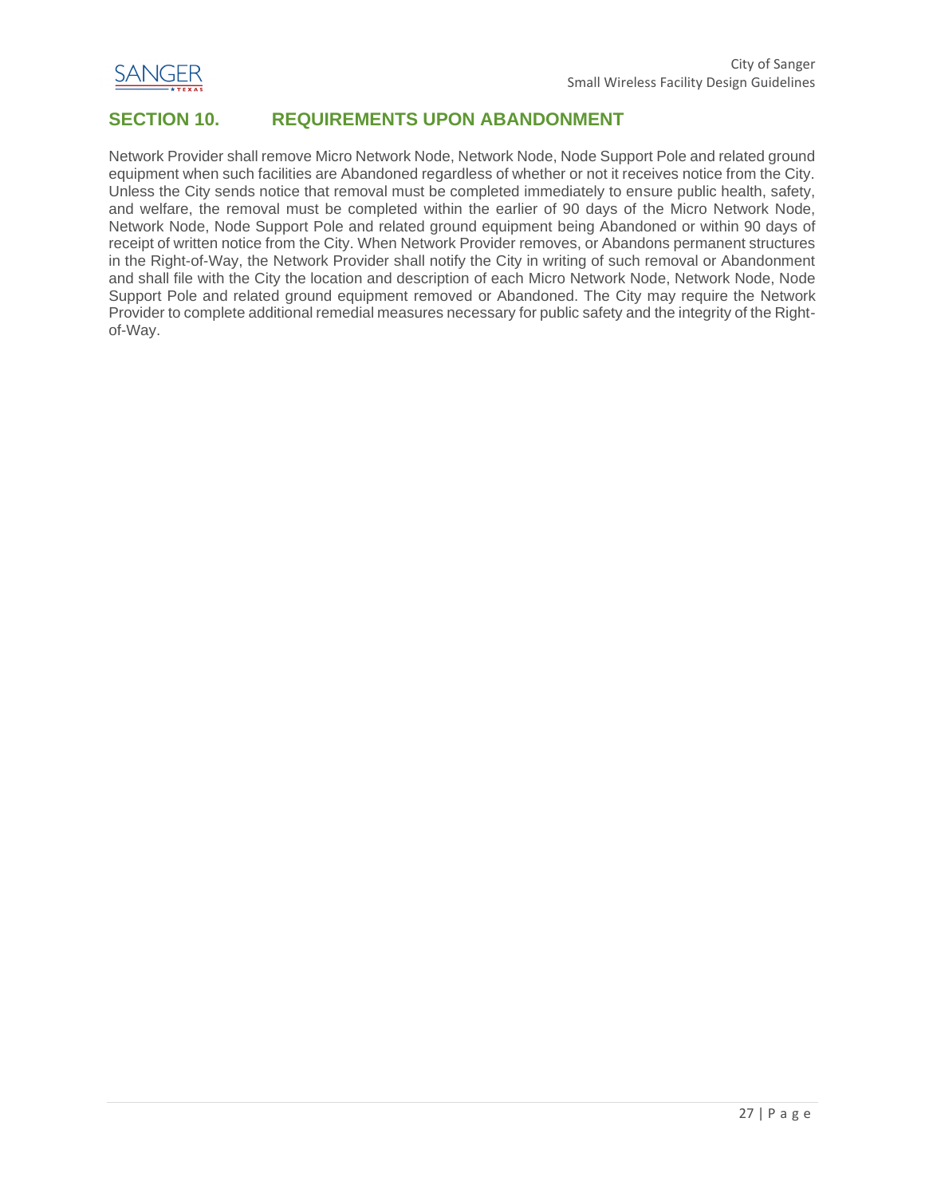## SECTION 10. REQUIREMENTS UPON ABANDONMENT

Network Provider shall remove Micro Network Node, Network Node, Node Support Pole and related ground equipment when such facilities are Abandoned regardless of whether or not it receives notice from the City. Unless the City sends notice that removal must be completed immediately to ensure public health, safety, and welfare, the removal must be completed within the earlier of 90 days of the Micro Network Node, Network Node, Node Support Pole and related ground equipment being Abandoned or within 90 days of receipt of written notice from the City. When Network Provider removes, or Abandons permanent structures in the Right-of-Way, the Network Provider shall notify the City in writing of such removal or Abandonment and shall file with the City the location and description of each Micro Network Node, Network Node, Node Support Pole and related ground equipment removed or Abandoned. The City may require the Network Provider to complete additional remedial measures necessary for public safety and the integrity of the Right-of-Way.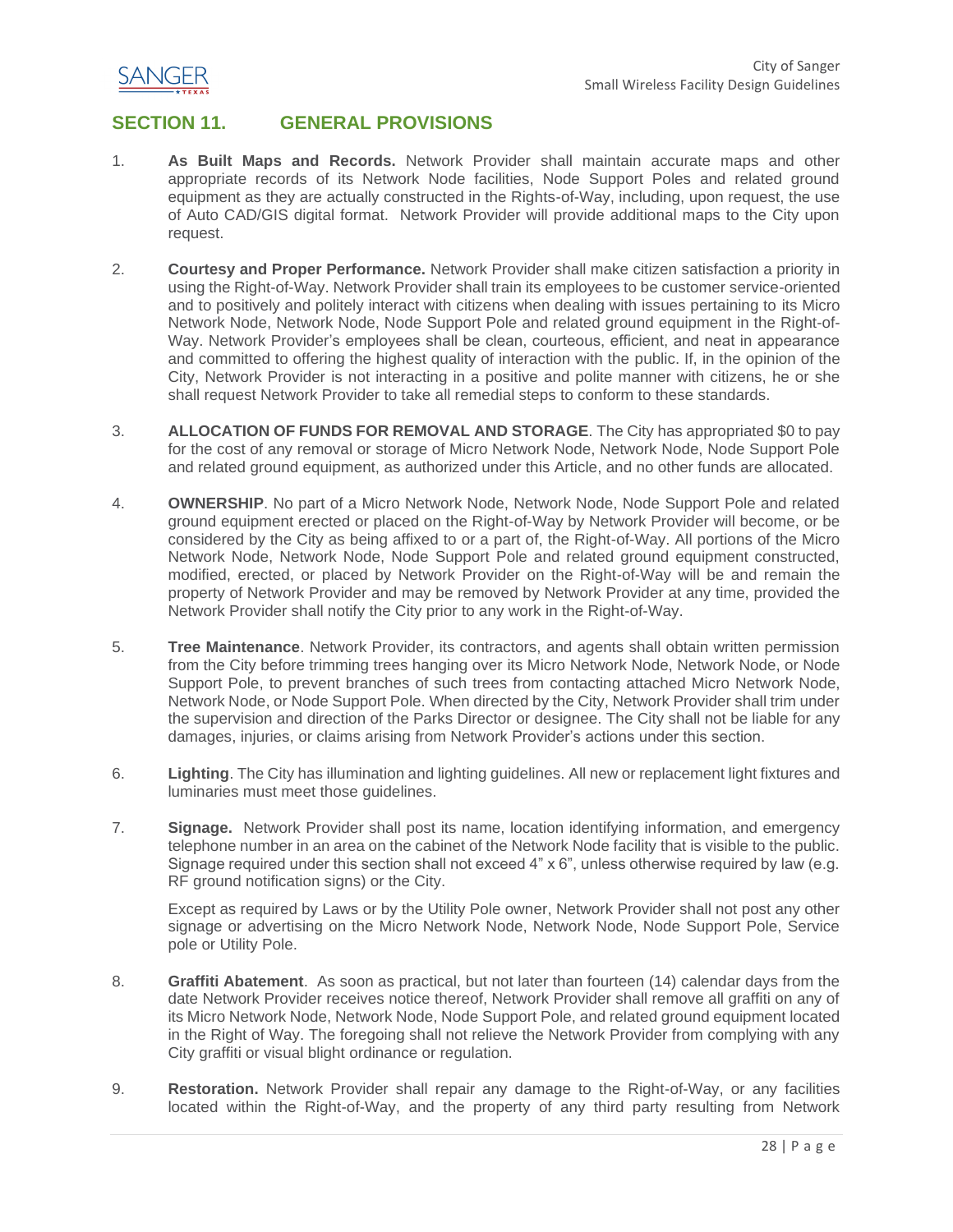## SECTION 11. GENERAL PROVISIONS

1. **As Built Maps and Records.** Network Provider shall maintain accurate maps and other appropriate records of its Network Node facilities, Node Support Poles and related ground equipment as they are actually constructed in the Rights-of-Way, including, upon request, the use of Auto CAD/GIS digital format. Network Provider will provide additional maps to the City upon request.

2. **Courtesy and Proper Performance.** Network Provider shall make citizen satisfaction a priority in using the Right-of-Way. Network Provider shall train its employees to be customer service-oriented and to positively and politely interact with citizens when dealing with issues pertaining to its Micro Network Node, Network Node, Node Support Pole and related ground equipment in the Right-of-Way. Network Provider's employees shall be clean, courteous, efficient, and neat in appearance and committed to offering the highest quality of interaction with the public. If, in the opinion of the City, Network Provider is not interacting in a positive and polite manner with citizens, he or she shall request Network Provider to take all remedial steps to conform to these standards.

3. **ALLOCATION OF FUNDS FOR REMOVAL AND STORAGE**. The City has appropriated $0 to pay for the cost of any removal or storage of Micro Network Node, Network Node, Node Support Pole and related ground equipment, as authorized under this Article, and no other funds are allocated.

4. **OWNERSHIP**. No part of a Micro Network Node, Network Node, Node Support Pole and related ground equipment erected or placed on the Right-of-Way by Network Provider will become, or be considered by the City as being affixed to or a part of, the Right-of-Way. All portions of the Micro Network Node, Network Node, Node Support Pole and related ground equipment constructed, modified, erected, or placed by Network Provider on the Right-of-Way will be and remain the property of Network Provider and may be removed by Network Provider at any time, provided the Network Provider shall notify the City prior to any work in the Right-of-Way.

5. **Tree Maintenance**. Network Provider, its contractors, and agents shall obtain written permission from the City before trimming trees hanging over its Micro Network Node, Network Node, or Node Support Pole, to prevent branches of such trees from contacting attached Micro Network Node, Network Node, or Node Support Pole. When directed by the City, Network Provider shall trim under the supervision and direction of the Parks Director or designee. The City shall not be liable for any damages, injuries, or claims arising from Network Provider's actions under this section.

6. **Lighting**. The City has illumination and lighting guidelines. All new or replacement light fixtures and luminaries must meet those guidelines.

7. **Signage.** Network Provider shall post its name, location identifying information, and emergency telephone number in an area on the cabinet of the Network Node facility that is visible to the public. Signage required under this section shall not exceed 4" x 6", unless otherwise required by law (e.g. RF ground notification signs) or the City.

   Except as required by Laws or by the Utility Pole owner, Network Provider shall not post any other signage or advertising on the Micro Network Node, Network Node, Node Support Pole, Service pole or Utility Pole.

8. **Graffiti Abatement**. As soon as practical, but not later than fourteen (14) calendar days from the date Network Provider receives notice thereof, Network Provider shall remove all graffiti on any of its Micro Network Node, Network Node, Node Support Pole, and related ground equipment located in the Right of Way. The foregoing shall not relieve the Network Provider from complying with any City graffiti or visual blight ordinance or regulation.

9. **Restoration.** Network Provider shall repair any damage to the Right-of-Way, or any facilities located within the Right-of-Way, and the property of any third party resulting from Network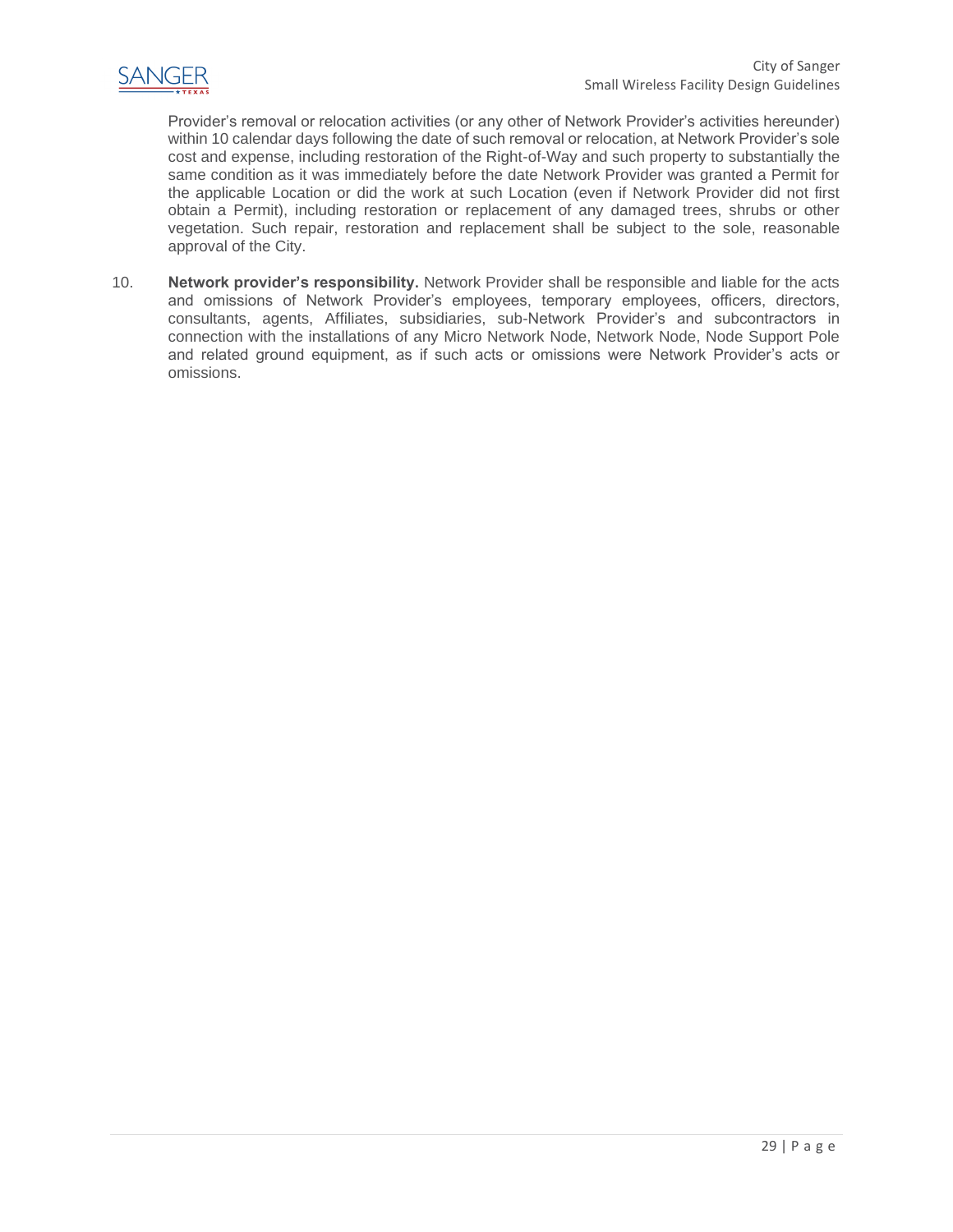Provider's removal or relocation activities (or any other of Network Provider's activities hereunder) within 10 calendar days following the date of such removal or relocation, at Network Provider's sole cost and expense, including restoration of the Right-of-Way and such property to substantially the same condition as it was immediately before the date Network Provider was granted a Permit for the applicable Location or did the work at such Location (even if Network Provider did not first obtain a Permit), including restoration or replacement of any damaged trees, shrubs or other vegetation. Such repair, restoration and replacement shall be subject to the sole, reasonable approval of the City.

10. **Network provider's responsibility.** Network Provider shall be responsible and liable for the acts and omissions of Network Provider's employees, temporary employees, officers, directors, consultants, agents, Affiliates, subsidiaries, sub-Network Provider's and subcontractors in connection with the installations of any Micro Network Node, Network Node, Node Support Pole and related ground equipment, as if such acts or omissions were Network Provider's acts or omissions.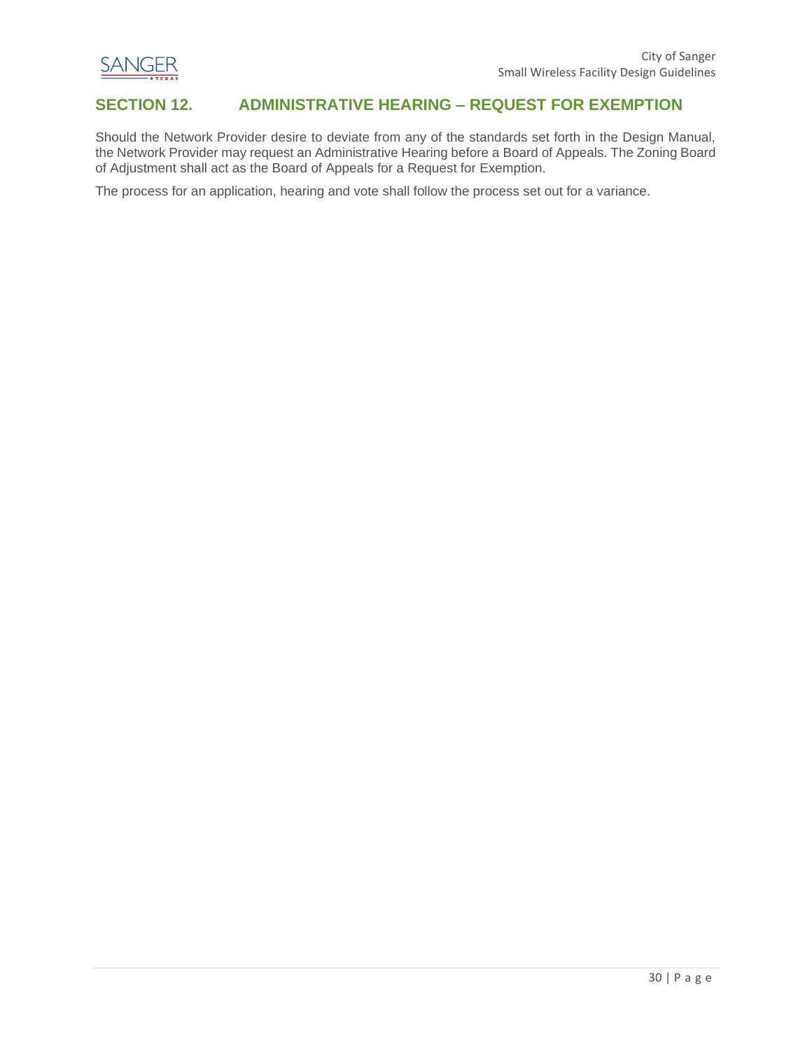## SECTION 12. ADMINISTRATIVE HEARING – REQUEST FOR EXEMPTION

Should the Network Provider desire to deviate from any of the standards set forth in the Design Manual, the Network Provider may request an Administrative Hearing before a Board of Appeals. The Zoning Board of Adjustment shall act as the Board of Appeals for a Request for Exemption.

The process for an application, hearing and vote shall follow the process set out for a variance.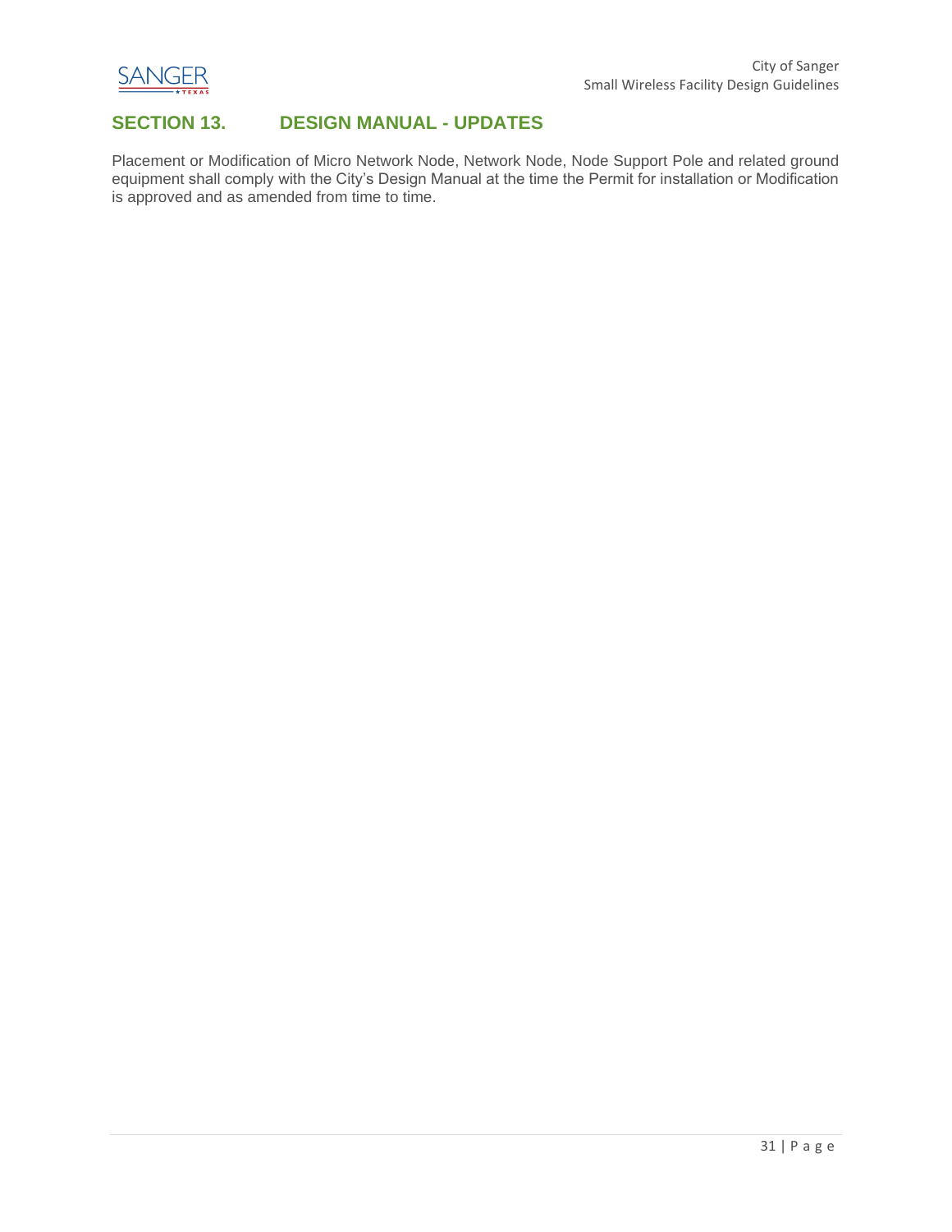## SECTION 13. DESIGN MANUAL - UPDATES

Placement or Modification of Micro Network Node, Network Node, Node Support Pole and related ground equipment shall comply with the City's Design Manual at the time the Permit for installation or Modification is approved and as amended from time to time.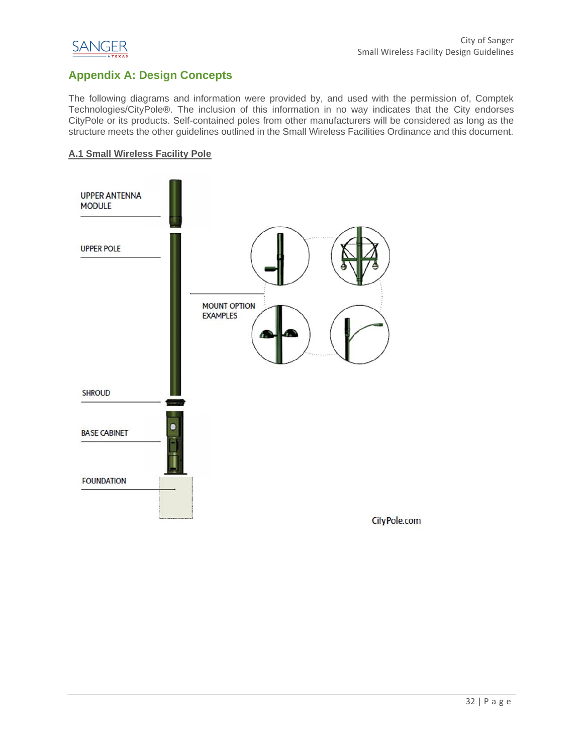## Appendix A: Design Concepts

The following diagrams and information were provided by, and used with the permission of, Comptek Technologies/CityPole®. The inclusion of this information in no way indicates that the City endorses CityPole or its products. Self-contained poles from other manufacturers will be considered as long as the structure meets the other guidelines outlined in the Small Wireless Facilities Ordinance and this document.

### A.1 Small Wireless Facility Pole

UPPER ANTENNA MODULE

UPPER POLE

MOUNT OPTION EXAMPLES

SHROUD

BASE CABINET

FOUNDATION

CityPole.com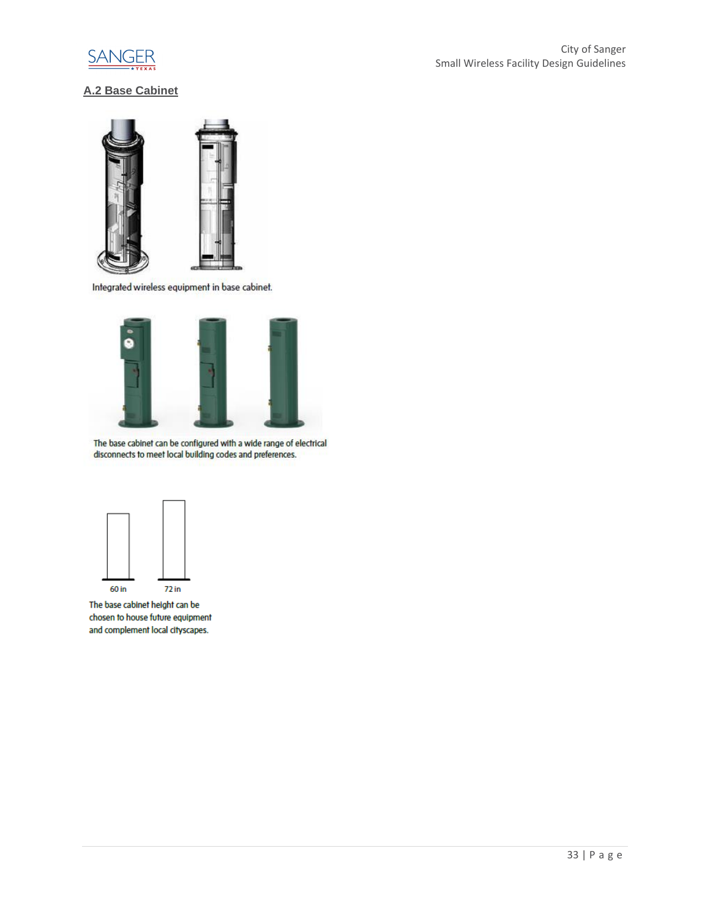## A.2 Base Cabinet

Integrated wireless equipment in base cabinet.

The base cabinet can be configured with a wide range of electrical disconnects to meet local building codes and preferences.

60 in 72 in

The base cabinet height can be chosen to house future equipment and complement local cityscapes.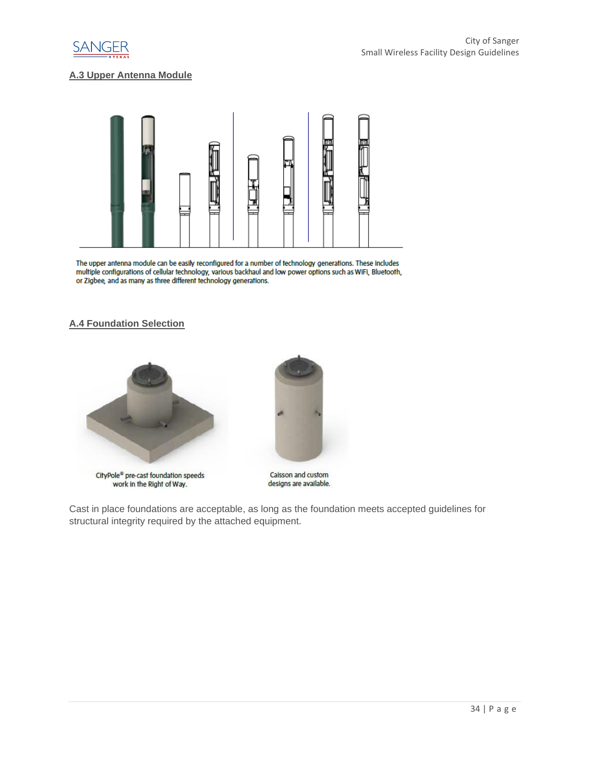## A.3 Upper Antenna Module

The upper antenna module can be easily reconfigured for a number of technology generations. These includes multiple configurations of cellular technology, various backhaul and low power options such as WiFI, Bluetooth, or Zigbee, and as many as three different technology generations.

## A.4 Foundation Selection

CityPole® pre-cast foundation speeds work in the Right of Way.

Caisson and custom designs are available.

Cast in place foundations are acceptable, as long as the foundation meets accepted guidelines for structural integrity required by the attached equipment.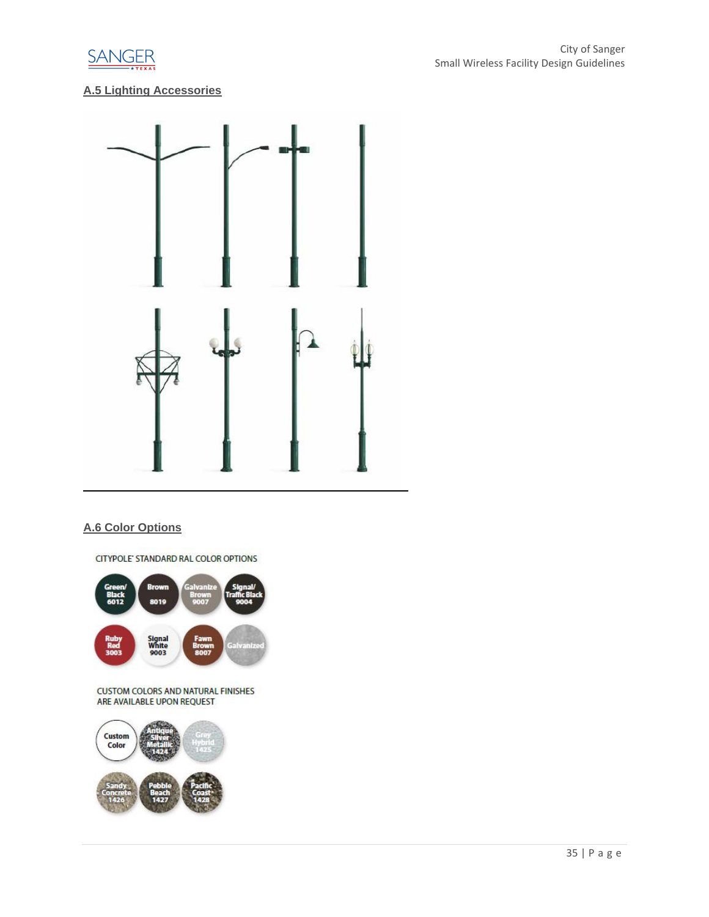## A.5 Lighting Accessories

## A.6 Color Options

CITYPOLE® STANDARD RAL COLOR OPTIONS

Green/Black 6012, Brown 8019, Galvanize Brown 9007, Signal/Traffic Black 9004

Ruby Red 3003, Signal White 9003, Fawn Brown 8007, Galvanized

CUSTOM COLORS AND NATURAL FINISHES ARE AVAILABLE UPON REQUEST

Custom Color, Antique Silver Metallic 1424, Grey Hybrid 1425

Sandy Concrete 1426, Pebble Beach 1427, Pacific Coast 1428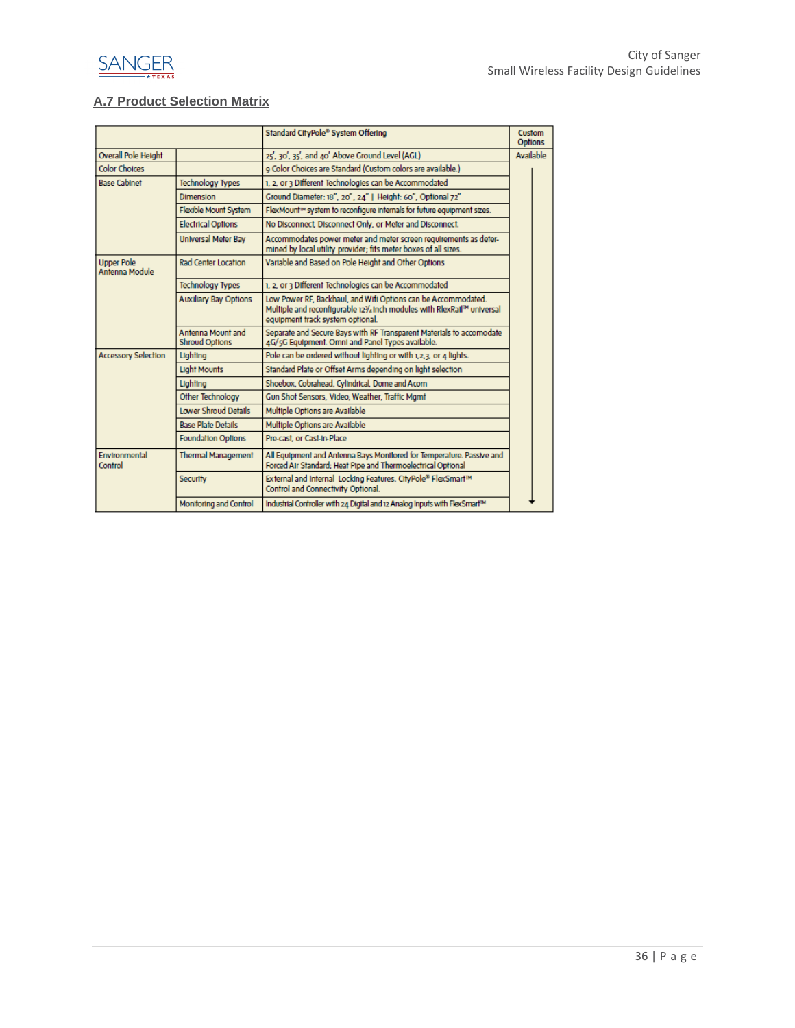## A.7 Product Selection Matrix

| | | Standard CityPole® System Offering | Custom Options |
|---|---|---|---|
| Overall Pole Height | | 25', 30', 35', and 40' Above Ground Level (AGL) | Available |
| Color Choices | | 9 Color Choices are Standard (Custom colors are available.) | |
| Base Cabinet | Technology Types | 1, 2, or 3 Different Technologies can be Accommodated | |
| | Dimension | Ground Diameter: 18", 20", 24" \| Height: 60", Optional 72" | |
| | Flexible Mount System | FlexMount™ system to reconfigure internals for future equipment sizes. | |
| | Electrical Options | No Disconnect, Disconnect Only, or Meter and Disconnect. | |
| | Universal Meter Bay | Accommodates power meter and meter screen requirements as determined by local utility provider; fits meter boxes of all sizes. | |
| Upper Pole Antenna Module | Rad Center Location | Variable and Based on Pole Height and Other Options | |
| | Technology Types | 1, 2, or 3 Different Technologies can be Accommodated | |
| | Auxiliary Bay Options | Low Power RF, Backhaul, and Wifi Options can be Accommodated. Multiple and reconfigurable 12¾ inch modules with FlexRail™ universal equipment track system optional. | |
| | Antenna Mount and Shroud Options | Separate and Secure Bays with RF Transparent Materials to accomodate 4G/5G Equipment. Omni and Panel Types available. | |
| Accessory Selection | Lighting | Pole can be ordered without lighting or with 1,2,3, or 4 lights. | |
| | Light Mounts | Standard Plate or Offset Arms depending on light selection | |
| | Lighting | Shoebox, Cobrahead, Cylindrical, Dome and Acorn | |
| | Other Technology | Gun Shot Sensors, Video, Weather, Traffic Mgmt | |
| | Lower Shroud Details | Multiple Options are Available | |
| | Base Plate Details | Multiple Options are Available | |
| | Foundation Options | Pre-cast, or Cast-In-Place | |
| Environmental Control | Thermal Management | All Equipment and Antenna Bays Monitored for Temperature. Passive and Forced Air Standard; Heat Pipe and Thermoelectrical Optional | |
| | Security | External and Internal Locking Features. CityPole® FlexSmart™ Control and Connectivity Optional. | |
| | Monitoring and Control | Industrial Controller with 24 Digital and 12 Analog Inputs with FlexSmart™ | |